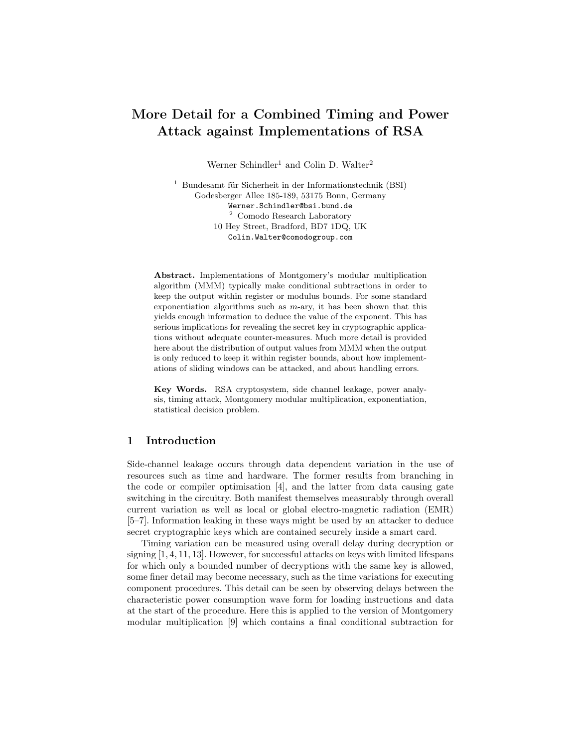# More Detail for a Combined Timing and Power Attack against Implementations of RSA

Werner Schindler[1] and Colin D. Walter[2]

[1] Bundesamt für Sicherheit in der Informationstechnik (BSI)
Godesberger Allee 185-189, 53175 Bonn, Germany
Werner.Schindler@bsi.bund.de

[2] Comodo Research Laboratory
10 Hey Street, Bradford, BD7 1DQ, UK
Colin.Walter@comodogroup.com

**Abstract.** Implementations of Montgomery's modular multiplication algorithm (MMM) typically make conditional subtractions in order to keep the output within register or modulus bounds. For some standard exponentiation algorithms such as $m$-ary, it has been shown that this yields enough information to deduce the value of the exponent. This has serious implications for revealing the secret key in cryptographic applications without adequate counter-measures. Much more detail is provided here about the distribution of output values from MMM when the output is only reduced to keep it within register bounds, about how implementations of sliding windows can be attacked, and about handling errors.

**Key Words.** RSA cryptosystem, side channel leakage, power analysis, timing attack, Montgomery modular multiplication, exponentiation, statistical decision problem.

## 1 Introduction

Side-channel leakage occurs through data dependent variation in the use of resources such as time and hardware. The former results from branching in the code or compiler optimisation [4], and the latter from data causing gate switching in the circuitry. Both manifest themselves measurably through overall current variation as well as local or global electro-magnetic radiation (EMR) [5–7]. Information leaking in these ways might be used by an attacker to deduce secret cryptographic keys which are contained securely inside a smart card.

Timing variation can be measured using overall delay during decryption or signing [1, 4, 11, 13]. However, for successful attacks on keys with limited lifespans for which only a bounded number of decryptions with the same key is allowed, some finer detail may become necessary, such as the time variations for executing component procedures. This detail can be seen by observing delays between the characteristic power consumption wave form for loading instructions and data at the start of the procedure. Here this is applied to the version of Montgomery modular multiplication [9] which contains a final conditional subtraction for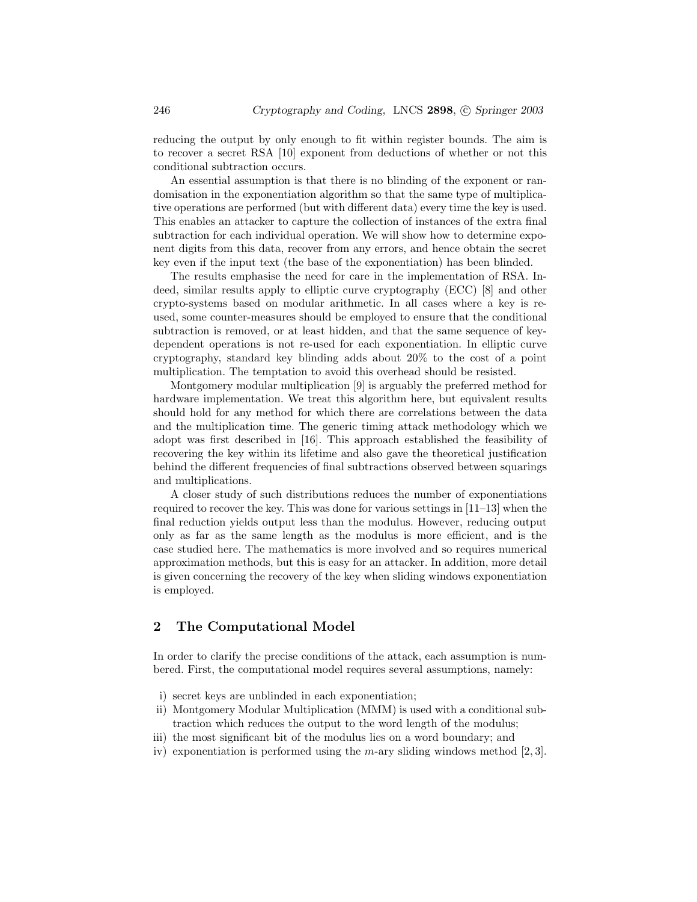reducing the output by only enough to fit within register bounds. The aim is to recover a secret RSA [10] exponent from deductions of whether or not this conditional subtraction occurs.

An essential assumption is that there is no blinding of the exponent or randomisation in the exponentiation algorithm so that the same type of multiplicative operations are performed (but with different data) every time the key is used. This enables an attacker to capture the collection of instances of the extra final subtraction for each individual operation. We will show how to determine exponent digits from this data, recover from any errors, and hence obtain the secret key even if the input text (the base of the exponentiation) has been blinded.

The results emphasise the need for care in the implementation of RSA. Indeed, similar results apply to elliptic curve cryptography (ECC) [8] and other crypto-systems based on modular arithmetic. In all cases where a key is re-used, some counter-measures should be employed to ensure that the conditional subtraction is removed, or at least hidden, and that the same sequence of key-dependent operations is not re-used for each exponentiation. In elliptic curve cryptography, standard key blinding adds about 20% to the cost of a point multiplication. The temptation to avoid this overhead should be resisted.

Montgomery modular multiplication [9] is arguably the preferred method for hardware implementation. We treat this algorithm here, but equivalent results should hold for any method for which there are correlations between the data and the multiplication time. The generic timing attack methodology which we adopt was first described in [16]. This approach established the feasibility of recovering the key within its lifetime and also gave the theoretical justification behind the different frequencies of final subtractions observed between squarings and multiplications.

A closer study of such distributions reduces the number of exponentiations required to recover the key. This was done for various settings in [11–13] when the final reduction yields output less than the modulus. However, reducing output only as far as the same length as the modulus is more efficient, and is the case studied here. The mathematics is more involved and so requires numerical approximation methods, but this is easy for an attacker. In addition, more detail is given concerning the recovery of the key when sliding windows exponentiation is employed.

## 2 The Computational Model

In order to clarify the precise conditions of the attack, each assumption is numbered. First, the computational model requires several assumptions, namely:

- i) secret keys are unblinded in each exponentiation;
- ii) Montgomery Modular Multiplication (MMM) is used with a conditional subtraction which reduces the output to the word length of the modulus;
- iii) the most significant bit of the modulus lies on a word boundary; and
- iv) exponentiation is performed using the $m$-ary sliding windows method [2, 3].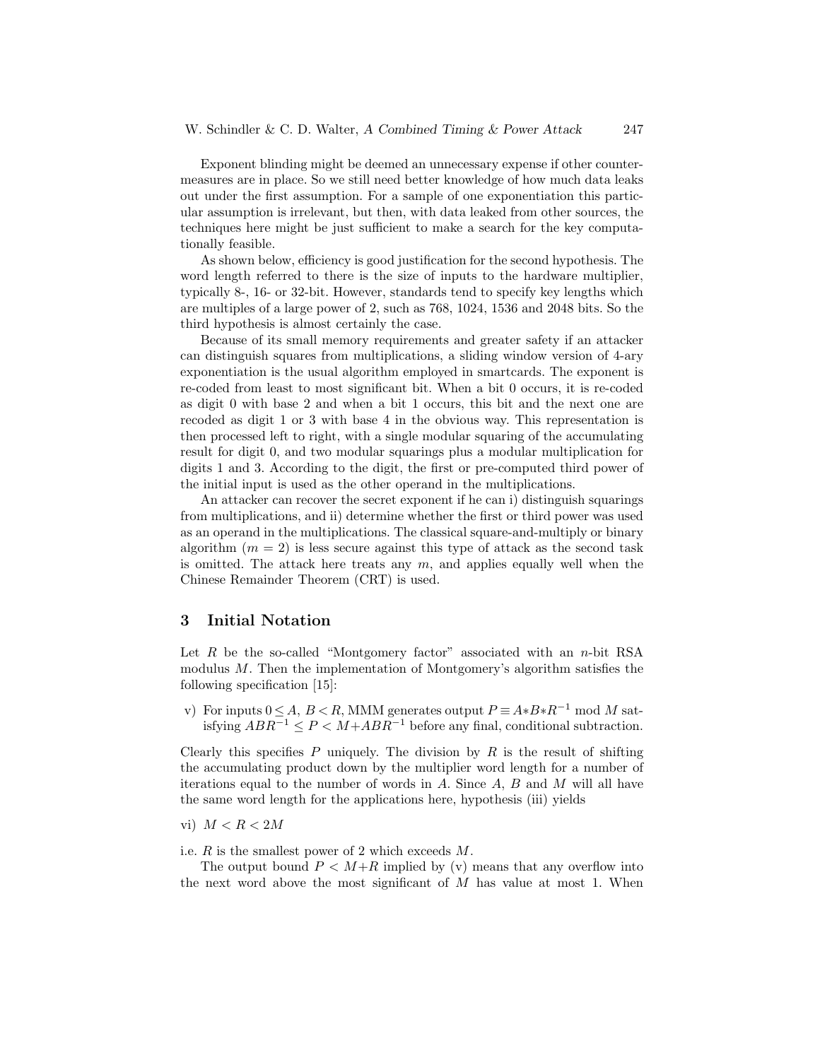Exponent blinding might be deemed an unnecessary expense if other countermeasures are in place. So we still need better knowledge of how much data leaks out under the first assumption. For a sample of one exponentiation this particular assumption is irrelevant, but then, with data leaked from other sources, the techniques here might be just sufficient to make a search for the key computationally feasible.

As shown below, efficiency is good justification for the second hypothesis. The word length referred to there is the size of inputs to the hardware multiplier, typically 8-, 16- or 32-bit. However, standards tend to specify key lengths which are multiples of a large power of 2, such as 768, 1024, 1536 and 2048 bits. So the third hypothesis is almost certainly the case.

Because of its small memory requirements and greater safety if an attacker can distinguish squares from multiplications, a sliding window version of 4-ary exponentiation is the usual algorithm employed in smartcards. The exponent is re-coded from least to most significant bit. When a bit 0 occurs, it is re-coded as digit 0 with base 2 and when a bit 1 occurs, this bit and the next one are recoded as digit 1 or 3 with base 4 in the obvious way. This representation is then processed left to right, with a single modular squaring of the accumulating result for digit 0, and two modular squarings plus a modular multiplication for digits 1 and 3. According to the digit, the first or pre-computed third power of the initial input is used as the other operand in the multiplications.

An attacker can recover the secret exponent if he can i) distinguish squarings from multiplications, and ii) determine whether the first or third power was used as an operand in the multiplications. The classical square-and-multiply or binary algorithm ($m = 2$) is less secure against this type of attack as the second task is omitted. The attack here treats any $m$, and applies equally well when the Chinese Remainder Theorem (CRT) is used.

## 3 Initial Notation

Let $R$ be the so-called "Montgomery factor" associated with an $n$-bit RSA modulus $M$. Then the implementation of Montgomery's algorithm satisfies the following specification [15]:

v) For inputs $0 \leq A,\ B < R$, MMM generates output $P \equiv A{*}B{*}R^{-1} \bmod M$ satisfying $ABR^{-1} \leq P < M{+}ABR^{-1}$ before any final, conditional subtraction.

Clearly this specifies $P$ uniquely. The division by $R$ is the result of shifting the accumulating product down by the multiplier word length for a number of iterations equal to the number of words in $A$. Since $A$, $B$ and $M$ will all have the same word length for the applications here, hypothesis (iii) yields

vi) $M < R < 2M$

i.e. $R$ is the smallest power of 2 which exceeds $M$.

The output bound $P < M{+}R$ implied by (v) means that any overflow into the next word above the most significant of $M$ has value at most 1. When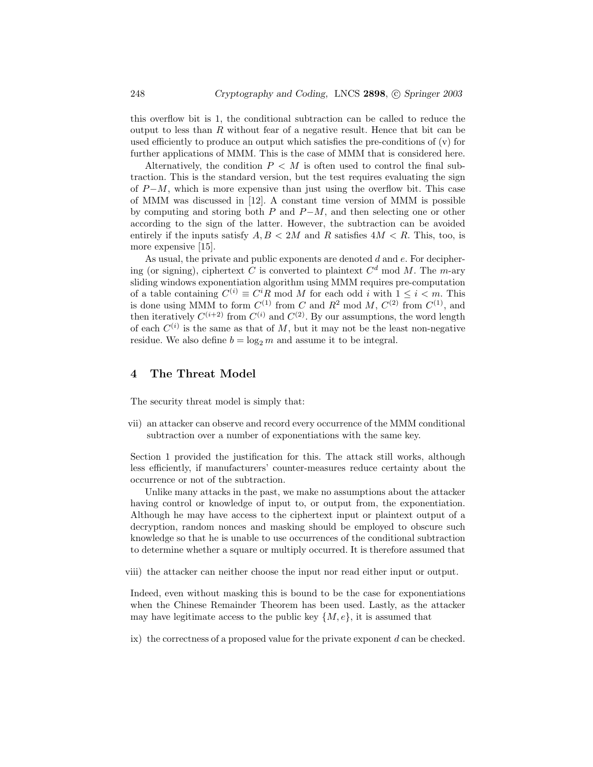this overflow bit is 1, the conditional subtraction can be called to reduce the output to less than $R$ without fear of a negative result. Hence that bit can be used efficiently to produce an output which satisfies the pre-conditions of (v) for further applications of MMM. This is the case of MMM that is considered here.

Alternatively, the condition $P < M$ is often used to control the final subtraction. This is the standard version, but the test requires evaluating the sign of $P-M$, which is more expensive than just using the overflow bit. This case of MMM was discussed in [12]. A constant time version of MMM is possible by computing and storing both $P$ and $P-M$, and then selecting one or other according to the sign of the latter. However, the subtraction can be avoided entirely if the inputs satisfy $A, B < 2M$ and $R$ satisfies $4M < R$. This, too, is more expensive [15].

As usual, the private and public exponents are denoted $d$ and $e$. For deciphering (or signing), ciphertext $C$ is converted to plaintext $C^d \bmod M$. The $m$-ary sliding windows exponentiation algorithm using MMM requires pre-computation of a table containing $C^{(i)} \equiv C^i R \bmod M$ for each odd $i$ with $1 \leq i < m$. This is done using MMM to form $C^{(1)}$ from $C$ and $R^2 \bmod M$, $C^{(2)}$ from $C^{(1)}$, and then iteratively $C^{(i+2)}$ from $C^{(i)}$ and $C^{(2)}$. By our assumptions, the word length of each $C^{(i)}$ is the same as that of $M$, but it may not be the least non-negative residue. We also define $b = \log_2 m$ and assume it to be integral.

## 4 The Threat Model

The security threat model is simply that:

vii) an attacker can observe and record every occurrence of the MMM conditional subtraction over a number of exponentiations with the same key.

Section 1 provided the justification for this. The attack still works, although less efficiently, if manufacturers' counter-measures reduce certainty about the occurrence or not of the subtraction.

Unlike many attacks in the past, we make no assumptions about the attacker having control or knowledge of input to, or output from, the exponentiation. Although he may have access to the ciphertext input or plaintext output of a decryption, random nonces and masking should be employed to obscure such knowledge so that he is unable to use occurrences of the conditional subtraction to determine whether a square or multiply occurred. It is therefore assumed that

viii) the attacker can neither choose the input nor read either input or output.

Indeed, even without masking this is bound to be the case for exponentiations when the Chinese Remainder Theorem has been used. Lastly, as the attacker may have legitimate access to the public key $\{M, e\}$, it is assumed that

ix) the correctness of a proposed value for the private exponent $d$ can be checked.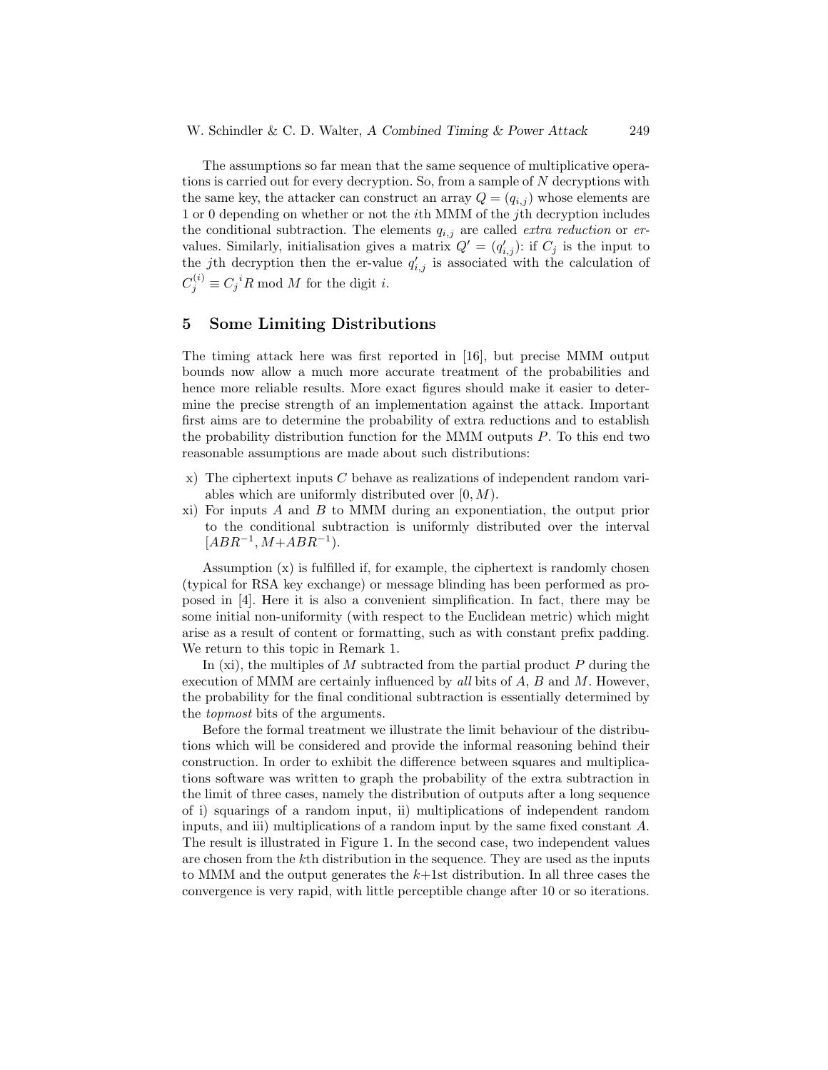The assumptions so far mean that the same sequence of multiplicative operations is carried out for every decryption. So, from a sample of $N$ decryptions with the same key, the attacker can construct an array $Q = (q_{i,j})$ whose elements are 1 or 0 depending on whether or not the $i$th MMM of the $j$th decryption includes the conditional subtraction. The elements $q_{i,j}$ are called *extra reduction* or *er-values*. Similarly, initialisation gives a matrix $Q' = (q'_{i,j})$: if $C_j$ is the input to the $j$th decryption then the er-value $q'_{i,j}$ is associated with the calculation of $C_j^{(i)} \equiv {C_j}^i R \bmod M$ for the digit $i$.

## 5 Some Limiting Distributions

The timing attack here was first reported in [16], but precise MMM output bounds now allow a much more accurate treatment of the probabilities and hence more reliable results. More exact figures should make it easier to determine the precise strength of an implementation against the attack. Important first aims are to determine the probability of extra reductions and to establish the probability distribution function for the MMM outputs $P$. To this end two reasonable assumptions are made about such distributions:

x) The ciphertext inputs $C$ behave as realizations of independent random variables which are uniformly distributed over $[0, M)$.

xi) For inputs $A$ and $B$ to MMM during an exponentiation, the output prior to the conditional subtraction is uniformly distributed over the interval $[ABR^{-1}, M{+}ABR^{-1})$.

Assumption (x) is fulfilled if, for example, the ciphertext is randomly chosen (typical for RSA key exchange) or message blinding has been performed as proposed in [4]. Here it is also a convenient simplification. In fact, there may be some initial non-uniformity (with respect to the Euclidean metric) which might arise as a result of content or formatting, such as with constant prefix padding. We return to this topic in Remark 1.

In (xi), the multiples of $M$ subtracted from the partial product $P$ during the execution of MMM are certainly influenced by *all* bits of $A$, $B$ and $M$. However, the probability for the final conditional subtraction is essentially determined by the *topmost* bits of the arguments.

Before the formal treatment we illustrate the limit behaviour of the distributions which will be considered and provide the informal reasoning behind their construction. In order to exhibit the difference between squares and multiplications software was written to graph the probability of the extra subtraction in the limit of three cases, namely the distribution of outputs after a long sequence of i) squarings of a random input, ii) multiplications of independent random inputs, and iii) multiplications of a random input by the same fixed constant $A$. The result is illustrated in Figure 1. In the second case, two independent values are chosen from the $k$th distribution in the sequence. They are used as the inputs to MMM and the output generates the $k{+}1$st distribution. In all three cases the convergence is very rapid, with little perceptible change after 10 or so iterations.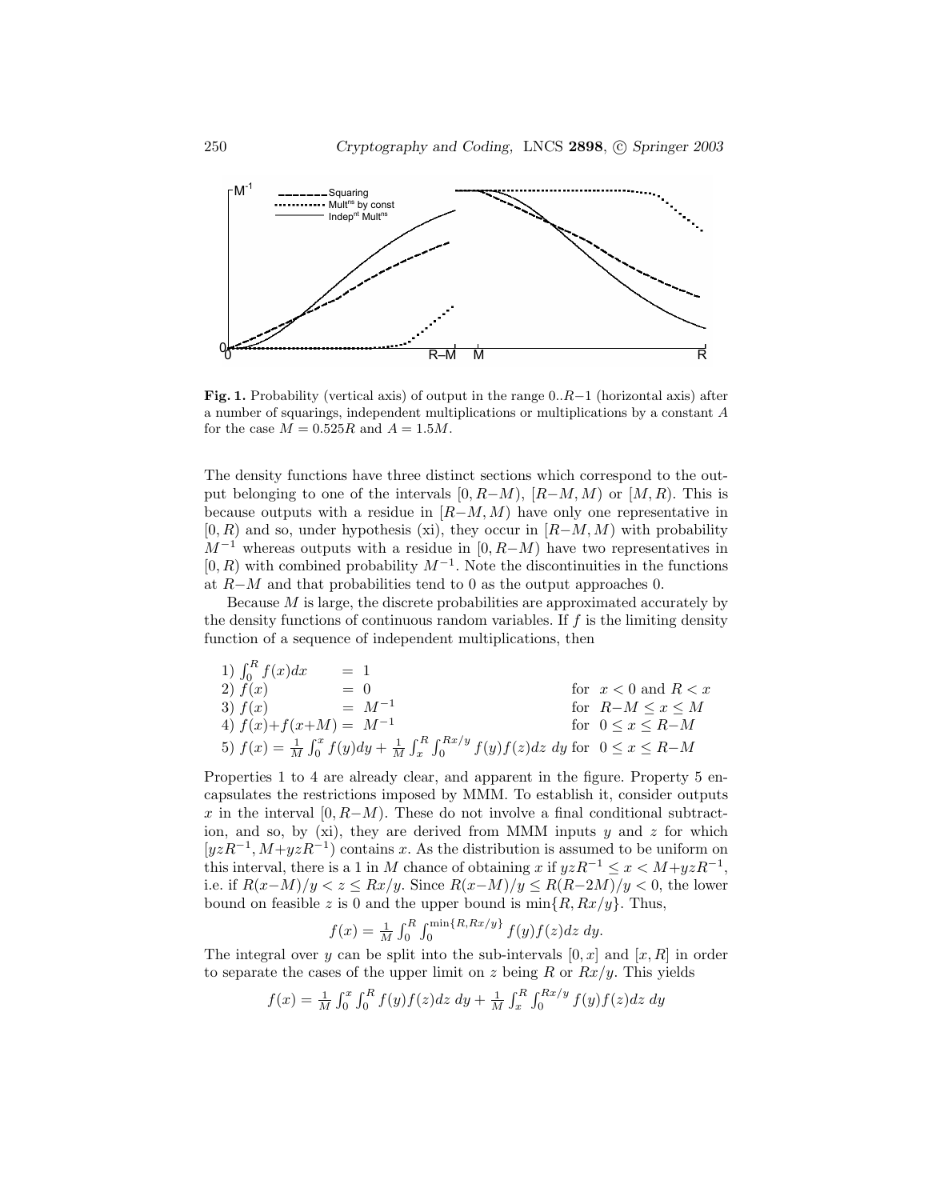**Fig. 1.** Probability (vertical axis) of output in the range $0..R{-}1$ (horizontal axis) after a number of squarings, independent multiplications or multiplications by a constant $A$ for the case $M = 0.525R$ and $A = 1.5M$.

The density functions have three distinct sections which correspond to the output belonging to one of the intervals $[0, R{-}M)$, $[R{-}M, M)$ or $[M, R)$. This is because outputs with a residue in $[R{-}M, M)$ have only one representative in $[0, R)$ and so, under hypothesis (xi), they occur in $[R{-}M, M)$ with probability $M^{-1}$ whereas outputs with a residue in $[0, R{-}M)$ have two representatives in $[0, R)$ with combined probability $M^{-1}$. Note the discontinuities in the functions at $R{-}M$ and that probabilities tend to 0 as the output approaches 0.

Because $M$ is large, the discrete probabilities are approximated accurately by the density functions of continuous random variables. If $f$ is the limiting density function of a sequence of independent multiplications, then

1) $\int_0^R f(x)dx = 1$
2) $f(x) = 0$ for $x < 0$ and $R < x$
3) $f(x) = M^{-1}$ for $R{-}M \leq x \leq M$
4) $f(x){+}f(x{+}M) = M^{-1}$ for $0 \leq x \leq R{-}M$
5) $f(x) = \frac{1}{M}\int_0^x f(y)dy + \frac{1}{M}\int_x^R \int_0^{Rx/y} f(y)f(z)dz\ dy$ for $0 \leq x \leq R{-}M$

Properties 1 to 4 are already clear, and apparent in the figure. Property 5 encapsulates the restrictions imposed by MMM. To establish it, consider outputs $x$ in the interval $[0, R{-}M)$. These do not involve a final conditional subtraction, and so, by (xi), they are derived from MMM inputs $y$ and $z$ for which $[yzR^{-1}, M{+}yzR^{-1})$ contains $x$. As the distribution is assumed to be uniform on this interval, there is a 1 in $M$ chance of obtaining $x$ if $yzR^{-1} \leq x < M{+}yzR^{-1}$, i.e. if $R(x{-}M)/y < z \leq Rx/y$. Since $R(x{-}M)/y \leq R(R{-}2M)/y < 0$, the lower bound on feasible $z$ is 0 and the upper bound is $\min\{R, Rx/y\}$. Thus,

$$f(x) = \frac{1}{M}\int_0^R \int_0^{\min\{R,Rx/y\}} f(y)f(z)dz\ dy.$$

The integral over $y$ can be split into the sub-intervals $[0, x]$ and $[x, R]$ in order to separate the cases of the upper limit on $z$ being $R$ or $Rx/y$. This yields

$$f(x) = \frac{1}{M}\int_0^x \int_0^R f(y)f(z)dz\ dy + \frac{1}{M}\int_x^R \int_0^{Rx/y} f(y)f(z)dz\ dy$$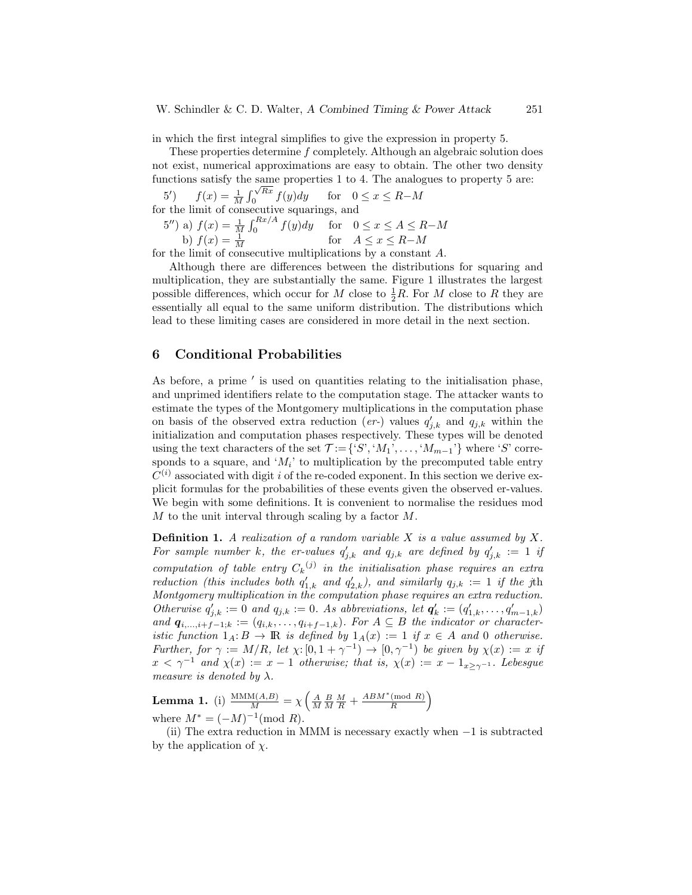in which the first integral simplifies to give the expression in property 5.

These properties determine $f$ completely. Although an algebraic solution does not exist, numerical approximations are easy to obtain. The other two density functions satisfy the same properties 1 to 4. The analogues to property 5 are:

5′) $\quad f(x) = \frac{1}{M}\int_0^{\sqrt{Rx}} f(y)dy \quad$ for $\quad 0 \le x \le R{-}M$

for the limit of consecutive squarings, and

5″) a) $f(x) = \frac{1}{M}\int_0^{Rx/A} f(y)dy \quad$ for $\quad 0 \le x \le A \le R{-}M$

b) $f(x) = \frac{1}{M} \quad$ for $\quad A \le x \le R{-}M$

for the limit of consecutive multiplications by a constant $A$.

Although there are differences between the distributions for squaring and multiplication, they are substantially the same. Figure 1 illustrates the largest possible differences, which occur for $M$ close to $\frac{1}{2}R$. For $M$ close to $R$ they are essentially all equal to the same uniform distribution. The distributions which lead to these limiting cases are considered in more detail in the next section.

## 6 Conditional Probabilities

As before, a prime $'$ is used on quantities relating to the initialisation phase, and unprimed identifiers relate to the computation stage. The attacker wants to estimate the types of the Montgomery multiplications in the computation phase on basis of the observed extra reduction (*er-*) values $q'_{j,k}$ and $q_{j,k}$ within the initialization and computation phases respectively. These types will be denoted using the text characters of the set $\mathcal{T} := \{`S', `M_1', \ldots, `M_{m-1}'\}$ where '$S$' corresponds to a square, and '$M_i$' to multiplication by the precomputed table entry $C^{(i)}$ associated with digit $i$ of the re-coded exponent. In this section we derive explicit formulas for the probabilities of these events given the observed er-values. We begin with some definitions. It is convenient to normalise the residues mod $M$ to the unit interval through scaling by a factor $M$.

**Definition 1.** *A realization of a random variable $X$ is a value assumed by $X$. For sample number $k$, the er-values $q'_{j,k}$ and $q_{j,k}$ are defined by $q'_{j,k} := 1$ if computation of table entry ${C_k}^{(j)}$ in the initialisation phase requires an extra reduction (this includes both $q'_{1,k}$ and $q'_{2,k}$), and similarly $q_{j,k} := 1$ if the $j$th Montgomery multiplication in the computation phase requires an extra reduction. Otherwise $q'_{j,k} := 0$ and $q_{j,k} := 0$. As abbreviations, let $\boldsymbol{q}'_k := (q'_{1,k}, \ldots, q'_{m-1,k})$ and $\boldsymbol{q}_{i,\ldots,i+f-1;k} := (q_{i,k}, \ldots, q_{i+f-1,k})$. For $A \subseteq B$ the indicator or characteristic function $1_A : B \to \mathbb{R}$ is defined by $1_A(x) := 1$ if $x \in A$ and $0$ otherwise. Further, for $\gamma := M/R$, let $\chi : [0, 1+\gamma^{-1}) \to [0, \gamma^{-1})$ be given by $\chi(x) := x$ if $x < \gamma^{-1}$ and $\chi(x) := x - 1$ otherwise; that is, $\chi(x) := x - 1_{x \ge \gamma^{-1}}$. Lebesgue measure is denoted by $\lambda$.*

**Lemma 1.** (i) $\frac{\mathrm{MMM}(A,B)}{M} = \chi\left(\frac{A}{M}\frac{B}{M}\frac{M}{R} + \frac{ABM^* (\mathrm{mod}\ R)}{R}\right)$
where $M^* = (-M)^{-1} (\mathrm{mod}\ R)$.

(ii) The extra reduction in MMM is necessary exactly when $-1$ is subtracted by the application of $\chi$.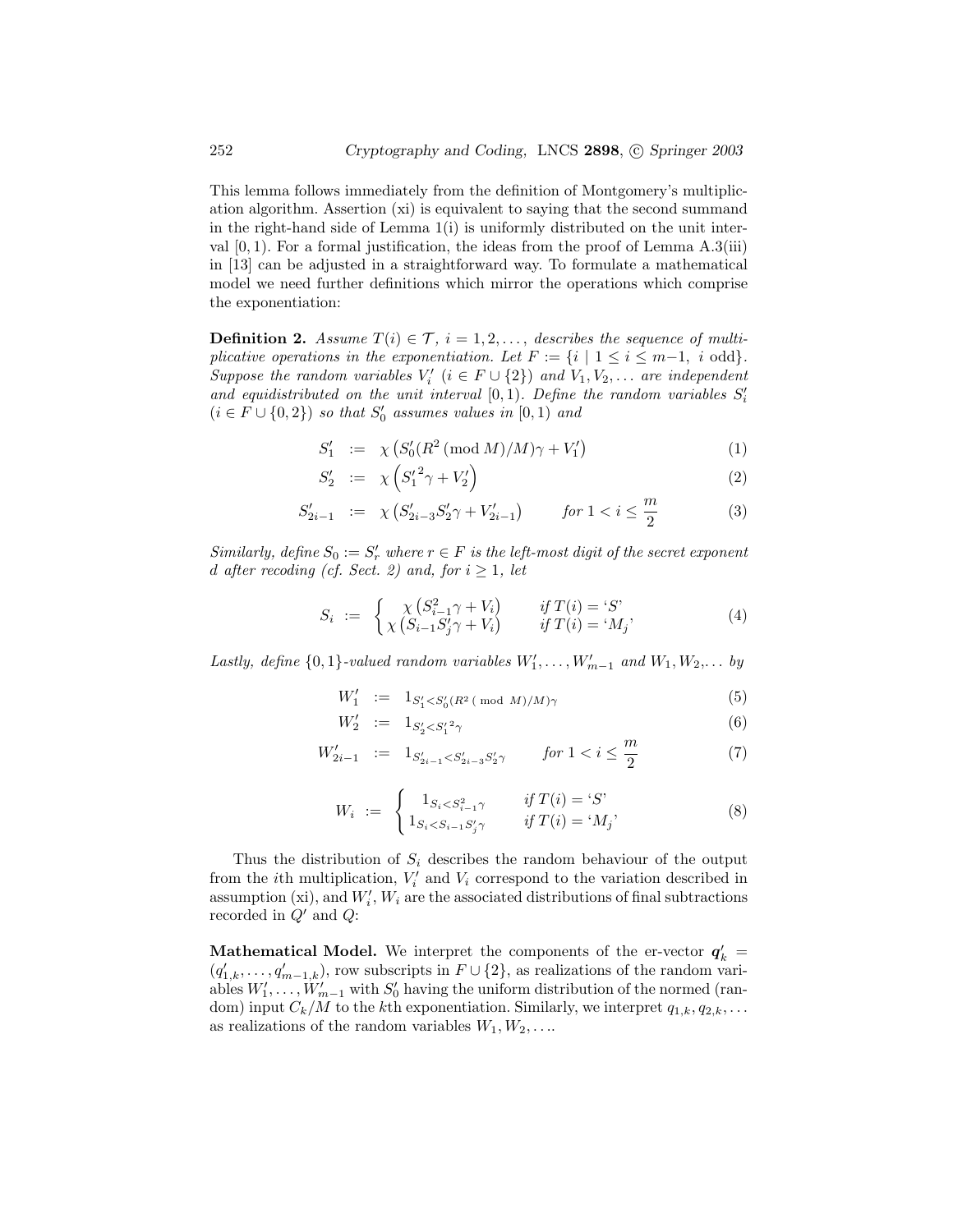This lemma follows immediately from the definition of Montgomery's multiplication algorithm. Assertion (xi) is equivalent to saying that the second summand in the right-hand side of Lemma 1(i) is uniformly distributed on the unit interval $[0, 1)$. For a formal justification, the ideas from the proof of Lemma A.3(iii) in [13] can be adjusted in a straightforward way. To formulate a mathematical model we need further definitions which mirror the operations which comprise the exponentiation:

**Definition 2.** *Assume $T(i) \in \mathcal{T}$, $i = 1, 2, \ldots$, describes the sequence of multiplicative operations in the exponentiation. Let $F := \{i \mid 1 \leq i \leq m{-}1,\ i \text{ odd}\}$. Suppose the random variables $V_i'$ $(i \in F \cup \{2\})$ and $V_1, V_2, \ldots$ are independent and equidistributed on the unit interval $[0, 1)$. Define the random variables $S_i'$ $(i \in F \cup \{0, 2\})$ so that $S_0'$ assumes values in $[0, 1)$ and*

$$S_1' \;:=\; \chi\left(S_0'(R^2 \,(\bmod\, M)/M)\gamma + V_1'\right) \tag{1}$$

$$S_2' \;:=\; \chi\left({S_1'}^2\gamma + V_2'\right) \tag{2}$$

$$S_{2i-1}' \;:=\; \chi\left(S_{2i-3}'S_2'\gamma + V_{2i-1}'\right) \qquad \text{for } 1 < i \leq \frac{m}{2} \tag{3}$$

*Similarly, define $S_0 := S_r'$ where $r \in F$ is the left-most digit of the secret exponent $d$ after recoding (cf. Sect. 2) and, for $i \geq 1$, let*

$$S_i \;:=\; \begin{cases} \chi\left(S_{i-1}^2\gamma + V_i\right) & \text{if } T(i) = \text{`}S\text{'} \\ \chi\left(S_{i-1}S_j'\gamma + V_i\right) & \text{if } T(i) = \text{`}M_j\text{'} \end{cases} \tag{4}$$

*Lastly, define $\{0,1\}$-valued random variables $W_1', \ldots, W_{m-1}'$ and $W_1, W_2, \ldots$ by*

$$W_1' \;:=\; 1_{S_1' < S_0'(R^2 \,(\bmod\, M)/M)\gamma} \tag{5}$$

$$W_2' \;:=\; 1_{S_2' < {S_1'}^2\gamma} \tag{6}$$

$$W_{2i-1}' \;:=\; 1_{S_{2i-1}' < S_{2i-3}'S_2'\gamma} \qquad \text{for } 1 < i \leq \frac{m}{2} \tag{7}$$

$$W_i \;:=\; \begin{cases} 1_{S_i < S_{i-1}^2\gamma} & \text{if } T(i) = \text{`}S\text{'} \\ 1_{S_i < S_{i-1}S_j'\gamma} & \text{if } T(i) = \text{`}M_j\text{'} \end{cases} \tag{8}$$

Thus the distribution of $S_i$ describes the random behaviour of the output from the $i$th multiplication, $V_i'$ and $V_i$ correspond to the variation described in assumption (xi), and $W_i', W_i$ are the associated distributions of final subtractions recorded in $Q'$ and $Q$:

**Mathematical Model.** We interpret the components of the er-vector $\boldsymbol{q}_k' = (q_{1,k}', \ldots, q_{m-1,k}')$, row subscripts in $F \cup \{2\}$, as realizations of the random variables $W_1', \ldots, W_{m-1}'$ with $S_0'$ having the uniform distribution of the normed (random) input $C_k/M$ to the $k$th exponentiation. Similarly, we interpret $q_{1,k}, q_{2,k}, \ldots$ as realizations of the random variables $W_1, W_2, \ldots$.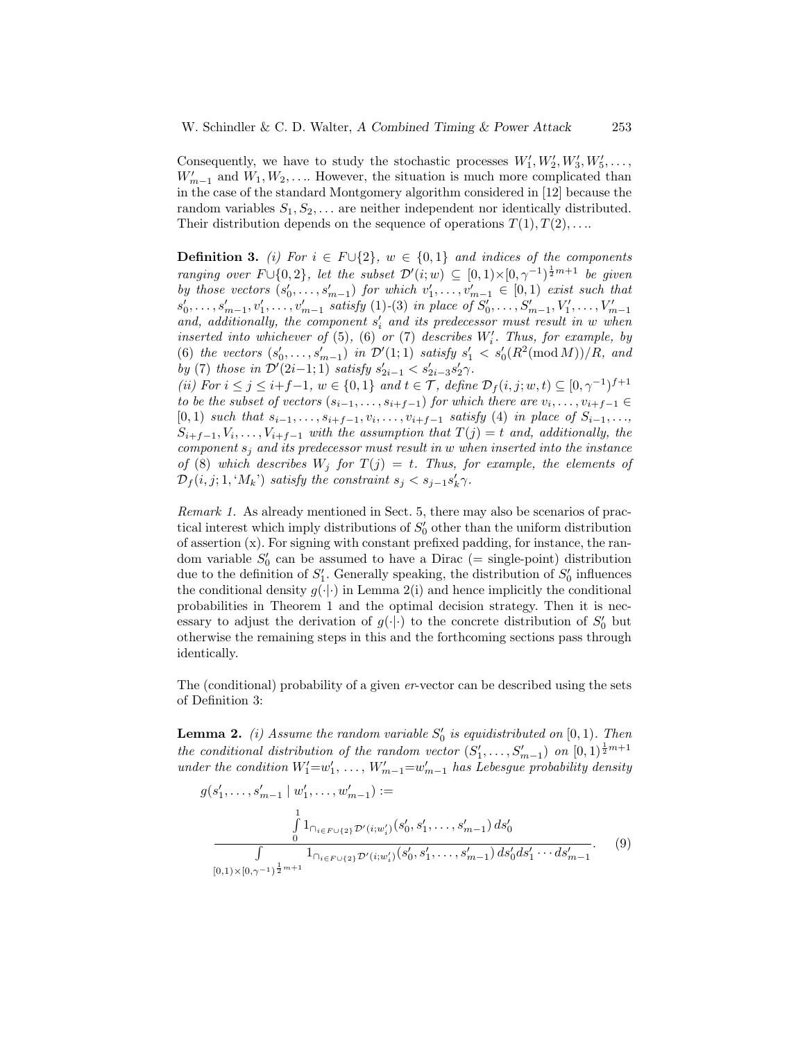Consequently, we have to study the stochastic processes $W_1', W_2', W_3', W_5', \ldots,$ $W_{m-1}'$ and $W_1, W_2, \ldots$. However, the situation is much more complicated than in the case of the standard Montgomery algorithm considered in [12] because the random variables $S_1, S_2, \ldots$ are neither independent nor identically distributed. Their distribution depends on the sequence of operations $T(1), T(2), \ldots$.

**Definition 3.** *(i) For $i \in F \cup \{2\}$, $w \in \{0,1\}$ and indices of the components ranging over $F \cup \{0,2\}$, let the subset $\mathcal{D}'(i;w) \subseteq [0,1) \times [0,\gamma^{-1})^{\frac{1}{2}m+1}$ be given by those vectors $(s_0', \ldots, s_{m-1}')$ for which $v_1', \ldots, v_{m-1}' \in [0,1)$ exist such that $s_0', \ldots, s_{m-1}', v_1', \ldots, v_{m-1}'$ satisfy (1)-(3) in place of $S_0', \ldots, S_{m-1}', V_1', \ldots, V_{m-1}'$ and, additionally, the component $s_i'$ and its predecessor must result in $w$ when inserted into whichever of (5), (6) or (7) describes $W_i'$. Thus, for example, by (6) the vectors $(s_0', \ldots, s_{m-1}')$ in $\mathcal{D}'(1;1)$ satisfy $s_1' < s_0'(R^2 (\mathrm{mod}\, M))/R$, and by (7) those in $\mathcal{D}'(2i{-}1;1)$ satisfy $s_{2i-1}' < s_{2i-3}' s_2' \gamma$.*

*(ii) For $i \le j \le i{+}f{-}1$, $w \in \{0,1\}$ and $t \in \mathcal{T}$, define $\mathcal{D}_f(i,j;w,t) \subseteq [0,\gamma^{-1})^{f+1}$ to be the subset of vectors $(s_{i-1}, \ldots, s_{i+f-1})$ for which there are $v_i, \ldots, v_{i+f-1} \in [0,1)$ such that $s_{i-1}, \ldots, s_{i+f-1}, v_i, \ldots, v_{i+f-1}$ satisfy (4) in place of $S_{i-1}, \ldots,$ $S_{i+f-1}, V_i, \ldots, V_{i+f-1}$ with the assumption that $T(j) = t$ and, additionally, the component $s_j$ and its predecessor must result in $w$ when inserted into the instance of (8) which describes $W_j$ for $T(j) = t$. Thus, for example, the elements of $\mathcal{D}_f(i,j;1,\text{'}M_k\text{'})$ satisfy the constraint $s_j < s_{j-1} s_k' \gamma$.*

*Remark 1.* As already mentioned in Sect. 5, there may also be scenarios of practical interest which imply distributions of $S_0'$ other than the uniform distribution of assertion (x). For signing with constant prefixed padding, for instance, the random variable $S_0'$ can be assumed to have a Dirac (= single-point) distribution due to the definition of $S_1'$. Generally speaking, the distribution of $S_0'$ influences the conditional density $g(\cdot|\cdot)$ in Lemma 2(i) and hence implicitly the conditional probabilities in Theorem 1 and the optimal decision strategy. Then it is necessary to adjust the derivation of $g(\cdot|\cdot)$ to the concrete distribution of $S_0'$ but otherwise the remaining steps in this and the forthcoming sections pass through identically.

The (conditional) probability of a given *er*-vector can be described using the sets of Definition 3:

**Lemma 2.** *(i) Assume the random variable $S_0'$ is equidistributed on $[0,1)$. Then the conditional distribution of the random vector $(S_1', \ldots, S_{m-1}')$ on $[0,1)^{\frac{1}{2}m+1}$ under the condition $W_1' = w_1', \ldots, W_{m-1}' = w_{m-1}'$ has Lebesgue probability density*

$$
g(s_1', \ldots, s_{m-1}' \mid w_1', \ldots, w_{m-1}') := \frac{\int_0^1 1_{\cap_{i \in F \cup \{2\}} \mathcal{D}'(i;w_i')}(s_0', s_1', \ldots, s_{m-1}')\, ds_0'}{\int_{[0,1) \times [0,\gamma^{-1})^{\frac{1}{2}m+1}} 1_{\cap_{i \in F \cup \{2\}} \mathcal{D}'(i;w_i')}(s_0', s_1', \ldots, s_{m-1}')\, ds_0' ds_1' \cdots ds_{m-1}'}. \tag{9}
$$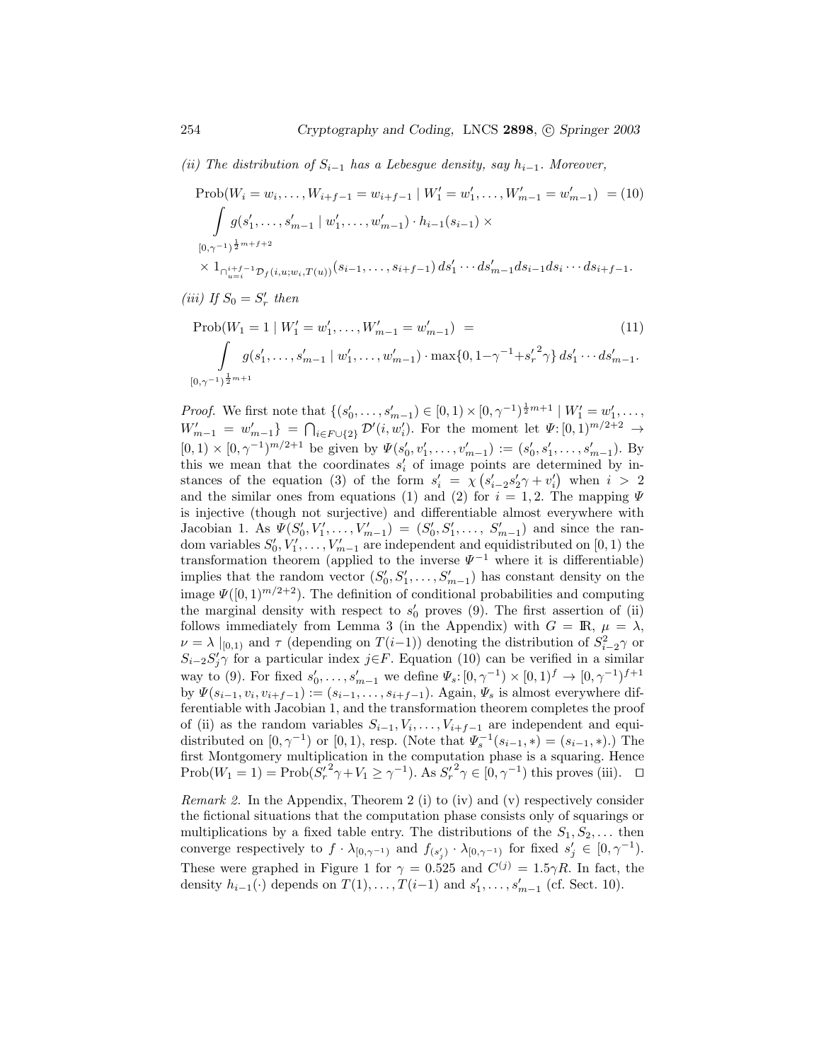*(ii) The distribution of $S_{i-1}$ has a Lebesgue density, say $h_{i-1}$. Moreover,*

$$\begin{aligned}
&\text{Prob}(W_i = w_i, \ldots, W_{i+f-1} = w_{i+f-1} \mid W'_1 = w'_1, \ldots, W'_{m-1} = w'_{m-1}) \;= \qquad (10)\\
&\int\limits_{[0,\gamma^{-1})^{\frac{1}{2}m+f+2}} g(s'_1, \ldots, s'_{m-1} \mid w'_1, \ldots, w'_{m-1}) \cdot h_{i-1}(s_{i-1}) \times \\
&\times 1_{\bigcap_{u=i}^{i+f-1} \mathcal{D}_f(i,u;w_i,T(u))}(s_{i-1}, \ldots, s_{i+f-1})\, ds'_1 \cdots ds'_{m-1} ds_{i-1} ds_i \cdots ds_{i+f-1}.
\end{aligned}$$

*(iii) If $S_0 = S'_r$ then*

$$\begin{aligned}
&\text{Prob}(W_1 = 1 \mid W'_1 = w'_1, \ldots, W'_{m-1} = w'_{m-1}) \;= \qquad (11)\\
&\int\limits_{[0,\gamma^{-1})^{\frac{1}{2}m+1}} g(s'_1, \ldots, s'_{m-1} \mid w'_1, \ldots, w'_{m-1}) \cdot \max\{0, 1-\gamma^{-1}+{s'_r}^2\gamma\}\, ds'_1 \cdots ds'_{m-1}.
\end{aligned}$$

*Proof.* We first note that $\{(s'_0, \ldots, s'_{m-1}) \in [0,1) \times [0,\gamma^{-1})^{\frac{1}{2}m+1} \mid W'_1 = w'_1, \ldots, W'_{m-1} = w'_{m-1}\} = \bigcap_{i \in F \cup \{2\}} \mathcal{D}'(i, w'_i)$. For the moment let $\Psi \colon [0,1)^{m/2+2} \to [0,1) \times [0,\gamma^{-1})^{m/2+1}$ be given by $\Psi(s'_0, v'_1, \ldots, v'_{m-1}) := (s'_0, s'_1, \ldots, s'_{m-1})$. By this we mean that the coordinates $s'_i$ of image points are determined by instances of the equation (3) of the form $s'_i = \chi\left(s'_{i-2}s'_2\gamma + v'_i\right)$ when $i > 2$ and the similar ones from equations (1) and (2) for $i = 1, 2$. The mapping $\Psi$ is injective (though not surjective) and differentiable almost everywhere with Jacobian 1. As $\Psi(S'_0, V'_1, \ldots, V'_{m-1}) = (S'_0, S'_1, \ldots, S'_{m-1})$ and since the random variables $S'_0, V'_1, \ldots, V'_{m-1}$ are independent and equidistributed on $[0,1)$ the transformation theorem (applied to the inverse $\Psi^{-1}$ where it is differentiable) implies that the random vector $(S'_0, S'_1, \ldots, S'_{m-1})$ has constant density on the image $\Psi([0,1)^{m/2+2})$. The definition of conditional probabilities and computing the marginal density with respect to $s'_0$ proves (9). The first assertion of (ii) follows immediately from Lemma 3 (in the Appendix) with $G = \mathbb{R}$, $\mu = \lambda$, $\nu = \lambda\,|_{[0,1)}$ and $\tau$ (depending on $T(i-1)$) denoting the distribution of $S^2_{i-2}\gamma$ or $S_{i-2}S'_j\gamma$ for a particular index $j \in F$. Equation (10) can be verified in a similar way to (9). For fixed $s'_0, \ldots, s'_{m-1}$ we define $\Psi_s \colon [0,\gamma^{-1}) \times [0,1)^f \to [0,\gamma^{-1})^{f+1}$ by $\Psi(s_{i-1}, v_i, v_{i+f-1}) := (s_{i-1}, \ldots, s_{i+f-1})$. Again, $\Psi_s$ is almost everywhere differentiable with Jacobian 1, and the transformation theorem completes the proof of (ii) as the random variables $S_{i-1}, V_i, \ldots, V_{i+f-1}$ are independent and equidistributed on $[0,\gamma^{-1})$ or $[0,1)$, resp. (Note that $\Psi_s^{-1}(s_{i-1}, *) = (s_{i-1}, *)$.) The first Montgomery multiplication in the computation phase is a squaring. Hence $\text{Prob}(W_1 = 1) = \text{Prob}({S'_r}^2\gamma + V_1 \geq \gamma^{-1})$. As ${S'_r}^2\gamma \in [0,\gamma^{-1})$ this proves (iii). $\square$

*Remark 2.* In the Appendix, Theorem 2 (i) to (iv) and (v) respectively consider the fictional situations that the computation phase consists only of squarings or multiplications by a fixed table entry. The distributions of the $S_1, S_2, \ldots$ then converge respectively to $f \cdot \lambda_{[0,\gamma^{-1})}$ and $f_{(s'_j)} \cdot \lambda_{[0,\gamma^{-1})}$ for fixed $s'_j \in [0,\gamma^{-1})$. These were graphed in Figure 1 for $\gamma = 0.525$ and $C^{(j)} = 1.5\gamma R$. In fact, the density $h_{i-1}(\cdot)$ depends on $T(1), \ldots, T(i-1)$ and $s'_1, \ldots, s'_{m-1}$ (cf. Sect. 10).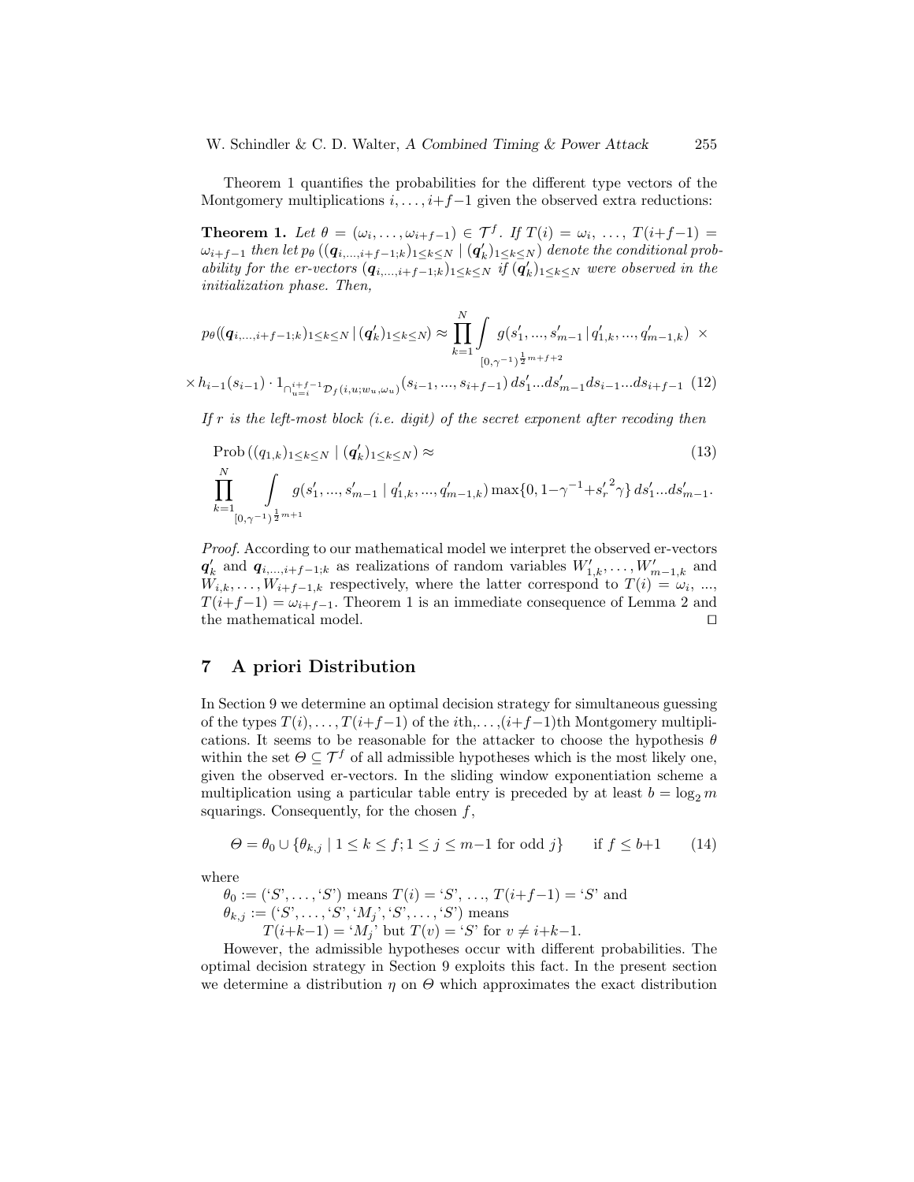Theorem 1 quantifies the probabilities for the different type vectors of the Montgomery multiplications $i, \ldots, i+f-1$ given the observed extra reductions:

**Theorem 1.** *Let $\theta = (\omega_i, \ldots, \omega_{i+f-1}) \in \mathcal{T}^f$. If $T(i) = \omega_i, \ldots, T(i+f-1) = \omega_{i+f-1}$ then let $p_\theta\left((\boldsymbol{q}_{i,\ldots,i+f-1;k})_{1\le k\le N} \mid (\boldsymbol{q}'_k)_{1\le k\le N}\right)$ denote the conditional probability for the er-vectors $(\boldsymbol{q}_{i,\ldots,i+f-1;k})_{1\le k\le N}$ if $(\boldsymbol{q}'_k)_{1\le k\le N}$ were observed in the initialization phase. Then,*

$$p_\theta((\boldsymbol{q}_{i,\ldots,i+f-1;k})_{1\le k\le N} \mid (\boldsymbol{q}'_k)_{1\le k\le N}) \approx \prod_{k=1}^{N} \int_{[0,\gamma^{-1})^{\frac{1}{2}m+f+2}} g(s'_1, \ldots, s'_{m-1} \mid q'_{1,k}, \ldots, q'_{m-1,k}) \; \times$$

$$\times\, h_{i-1}(s_{i-1}) \cdot 1_{\cap_{u=i}^{i+f-1} \mathcal{D}_f(i,u;w_u,\omega_u)}(s_{i-1}, \ldots, s_{i+f-1})\, ds'_1 \ldots ds'_{m-1} ds_{i-1} \ldots ds_{i+f-1} \quad (12)$$

*If $r$ is the left-most block (i.e. digit) of the secret exponent after recoding then*

$$\mathrm{Prob}\left((q_{1,k})_{1\le k\le N} \mid (\boldsymbol{q}'_k)_{1\le k\le N}\right) \approx \quad (13)$$

$$\prod_{k=1}^{N} \int_{[0,\gamma^{-1})^{\frac{1}{2}m+1}} g(s'_1, \ldots, s'_{m-1} \mid q'_{1,k}, \ldots, q'_{m-1,k}) \max\{0, 1-\gamma^{-1}+{s'_r}^2\gamma\}\, ds'_1 \ldots ds'_{m-1}.$$

*Proof.* According to our mathematical model we interpret the observed er-vectors $\boldsymbol{q}'_k$ and $\boldsymbol{q}_{i,\ldots,i+f-1;k}$ as realizations of random variables $W'_{1,k}, \ldots, W'_{m-1,k}$ and $W_{i,k}, \ldots, W_{i+f-1,k}$ respectively, where the latter correspond to $T(i) = \omega_i$, ..., $T(i+f-1) = \omega_{i+f-1}$. Theorem 1 is an immediate consequence of Lemma 2 and the mathematical model. □

## 7 A priori Distribution

In Section 9 we determine an optimal decision strategy for simultaneous guessing of the types $T(i), \ldots, T(i+f-1)$ of the $i$th,...,$(i+f-1)$th Montgomery multiplications. It seems to be reasonable for the attacker to choose the hypothesis $\theta$ within the set $\Theta \subseteq \mathcal{T}^f$ of all admissible hypotheses which is the most likely one, given the observed er-vectors. In the sliding window exponentiation scheme a multiplication using a particular table entry is preceded by at least $b = \log_2 m$ squarings. Consequently, for the chosen $f$,

$$\Theta = \theta_0 \cup \{\theta_{k,j} \mid 1 \le k \le f; 1 \le j \le m-1 \text{ for odd } j\} \qquad \text{if } f \le b+1 \qquad (14)$$

where

$\theta_0 := (\text{`}S\text{'}, \ldots, \text{`}S\text{'})$ means $T(i) = \text{`}S\text{'}$, ..., $T(i+f-1) = \text{`}S\text{'}$ and
$\theta_{k,j} := (\text{`}S\text{'}, \ldots, \text{`}S\text{'}, \text{`}M_j\text{'}, \text{`}S\text{'}, \ldots, \text{`}S\text{'})$ means
$T(i+k-1) = \text{`}M_j\text{'}$ but $T(v) = \text{`}S\text{'}$ for $v \neq i+k-1$.

However, the admissible hypotheses occur with different probabilities. The optimal decision strategy in Section 9 exploits this fact. In the present section we determine a distribution $\eta$ on $\Theta$ which approximates the exact distribution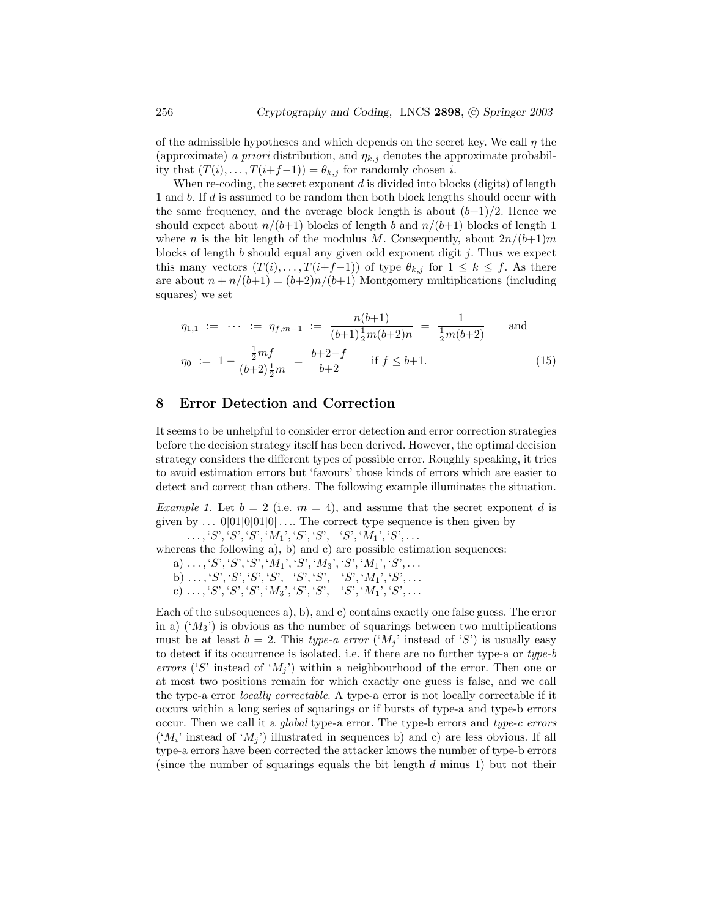of the admissible hypotheses and which depends on the secret key. We call $\eta$ the (approximate) *a priori* distribution, and $\eta_{k,j}$ denotes the approximate probability that $(T(i), \ldots, T(i+f-1)) = \theta_{k,j}$ for randomly chosen $i$.

When re-coding, the secret exponent $d$ is divided into blocks (digits) of length 1 and $b$. If $d$ is assumed to be random then both block lengths should occur with the same frequency, and the average block length is about $(b+1)/2$. Hence we should expect about $n/(b+1)$ blocks of length $b$ and $n/(b+1)$ blocks of length 1 where $n$ is the bit length of the modulus $M$. Consequently, about $2n/(b+1)m$ blocks of length $b$ should equal any given odd exponent digit $j$. Thus we expect this many vectors $(T(i), \ldots, T(i+f-1))$ of type $\theta_{k,j}$ for $1 \leq k \leq f$. As there are about $n + n/(b+1) = (b+2)n/(b+1)$ Montgomery multiplications (including squares) we set

$$\eta_{1,1} := \cdots := \eta_{f,m-1} := \frac{n(b+1)}{(b+1)\frac{1}{2}m(b+2)n} = \frac{1}{\frac{1}{2}m(b+2)} \qquad \text{and}$$

$$\eta_0 := 1 - \frac{\frac{1}{2}mf}{(b+2)\frac{1}{2}m} = \frac{b+2-f}{b+2} \qquad \text{if } f \leq b+1. \tag{15}$$

## 8 Error Detection and Correction

It seems to be unhelpful to consider error detection and error correction strategies before the decision strategy itself has been derived. However, the optimal decision strategy considers the different types of possible error. Roughly speaking, it tries to avoid estimation errors but 'favours' those kinds of errors which are easier to detect and correct than others. The following example illuminates the situation.

*Example 1.* Let $b = 2$ (i.e. $m = 4$), and assume that the secret exponent $d$ is given by $\ldots|0|01|0|01|0|\ldots$. The correct type sequence is then given by

$\ldots, `S', `S', `S', `M_1', `S', `S', \;\; `S', `M_1', `S', \ldots$

whereas the following a), b) and c) are possible estimation sequences:

a) $\ldots, `S', `S', `S', `M_1', `S', `M_3', `S', `M_1', `S', \ldots$

b) $\ldots, `S', `S', `S', `S', \;\; `S', `S', \;\; `S', `M_1', `S', \ldots$

c) $\ldots, `S', `S', `S', `M_3', `S', `S', \;\; `S', `M_1', `S', \ldots$

Each of the subsequences a), b), and c) contains exactly one false guess. The error in a) ('$M_3$') is obvious as the number of squarings between two multiplications must be at least $b = 2$. This *type-a error* ('$M_j$' instead of '$S$') is usually easy to detect if its occurrence is isolated, i.e. if there are no further type-a or *type-b errors* ('$S$' instead of '$M_j$') within a neighbourhood of the error. Then one or at most two positions remain for which exactly one guess is false, and we call the type-a error *locally correctable*. A type-a error is not locally correctable if it occurs within a long series of squarings or if bursts of type-a and type-b errors occur. Then we call it a *global* type-a error. The type-b errors and *type-c errors* ('$M_i$' instead of '$M_j$') illustrated in sequences b) and c) are less obvious. If all type-a errors have been corrected the attacker knows the number of type-b errors (since the number of squarings equals the bit length $d$ minus 1) but not their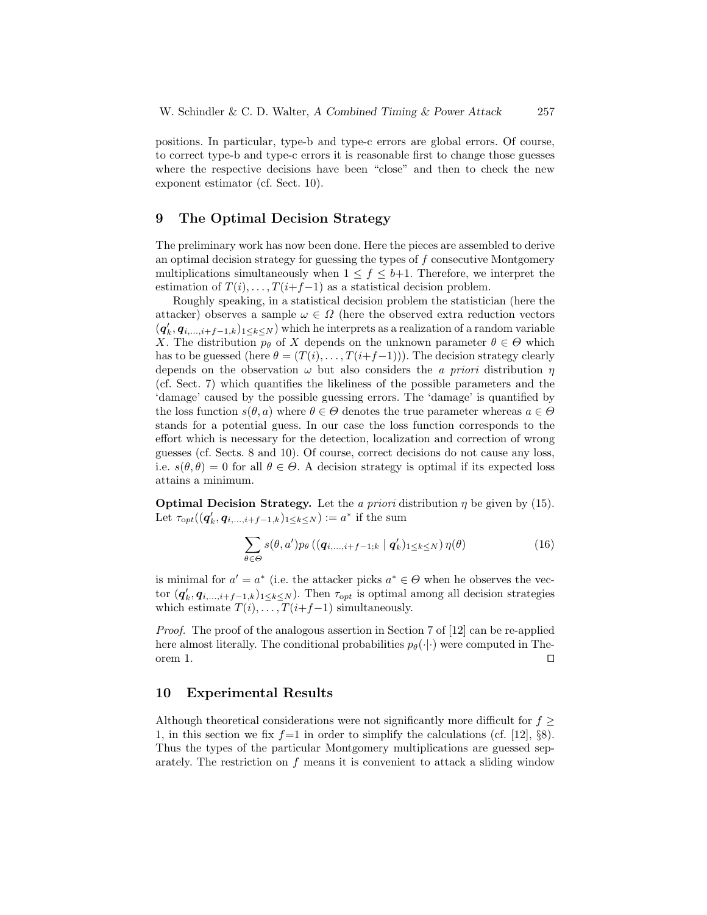positions. In particular, type-b and type-c errors are global errors. Of course, to correct type-b and type-c errors it is reasonable first to change those guesses where the respective decisions have been "close" and then to check the new exponent estimator (cf. Sect. 10).

## 9 The Optimal Decision Strategy

The preliminary work has now been done. Here the pieces are assembled to derive an optimal decision strategy for guessing the types of $f$ consecutive Montgomery multiplications simultaneously when $1 \leq f \leq b{+}1$. Therefore, we interpret the estimation of $T(i), \ldots, T(i{+}f{-}1)$ as a statistical decision problem.

Roughly speaking, in a statistical decision problem the statistician (here the attacker) observes a sample $\omega \in \Omega$ (here the observed extra reduction vectors $(\boldsymbol{q}'_k, \boldsymbol{q}_{i,\ldots,i+f-1,k})_{1\leq k\leq N}$) which he interprets as a realization of a random variable $X$. The distribution $p_\theta$ of $X$ depends on the unknown parameter $\theta \in \Theta$ which has to be guessed (here $\theta = (T(i), \ldots, T(i{+}f{-}1))$). The decision strategy clearly depends on the observation $\omega$ but also considers the *a priori* distribution $\eta$ (cf. Sect. 7) which quantifies the likeliness of the possible parameters and the 'damage' caused by the possible guessing errors. The 'damage' is quantified by the loss function $s(\theta, a)$ where $\theta \in \Theta$ denotes the true parameter whereas $a \in \Theta$ stands for a potential guess. In our case the loss function corresponds to the effort which is necessary for the detection, localization and correction of wrong guesses (cf. Sects. 8 and 10). Of course, correct decisions do not cause any loss, i.e. $s(\theta, \theta) = 0$ for all $\theta \in \Theta$. A decision strategy is optimal if its expected loss attains a minimum.

**Optimal Decision Strategy.** Let the *a priori* distribution $\eta$ be given by (15). Let $\tau_{opt}((\boldsymbol{q}'_k, \boldsymbol{q}_{i,\ldots,i+f-1,k})_{1\leq k\leq N}) := a^*$ if the sum

$$\sum_{\theta\in\Theta} s(\theta, a') p_\theta \left( (\boldsymbol{q}_{i,\ldots,i+f-1;k} \mid \boldsymbol{q}'_k)_{1\leq k\leq N} \right) \eta(\theta) \tag{16}$$

is minimal for $a' = a^*$ (i.e. the attacker picks $a^* \in \Theta$ when he observes the vector $(\boldsymbol{q}'_k, \boldsymbol{q}_{i,\ldots,i+f-1,k})_{1\leq k\leq N}$). Then $\tau_{opt}$ is optimal among all decision strategies which estimate $T(i), \ldots, T(i{+}f{-}1)$ simultaneously.

*Proof.* The proof of the analogous assertion in Section 7 of [12] can be re-applied here almost literally. The conditional probabilities $p_\theta(\cdot|\cdot)$ were computed in Theorem 1. □

## 10 Experimental Results

Although theoretical considerations were not significantly more difficult for $f \geq 1$, in this section we fix $f{=}1$ in order to simplify the calculations (cf. [12], §8). Thus the types of the particular Montgomery multiplications are guessed separately. The restriction on $f$ means it is convenient to attack a sliding window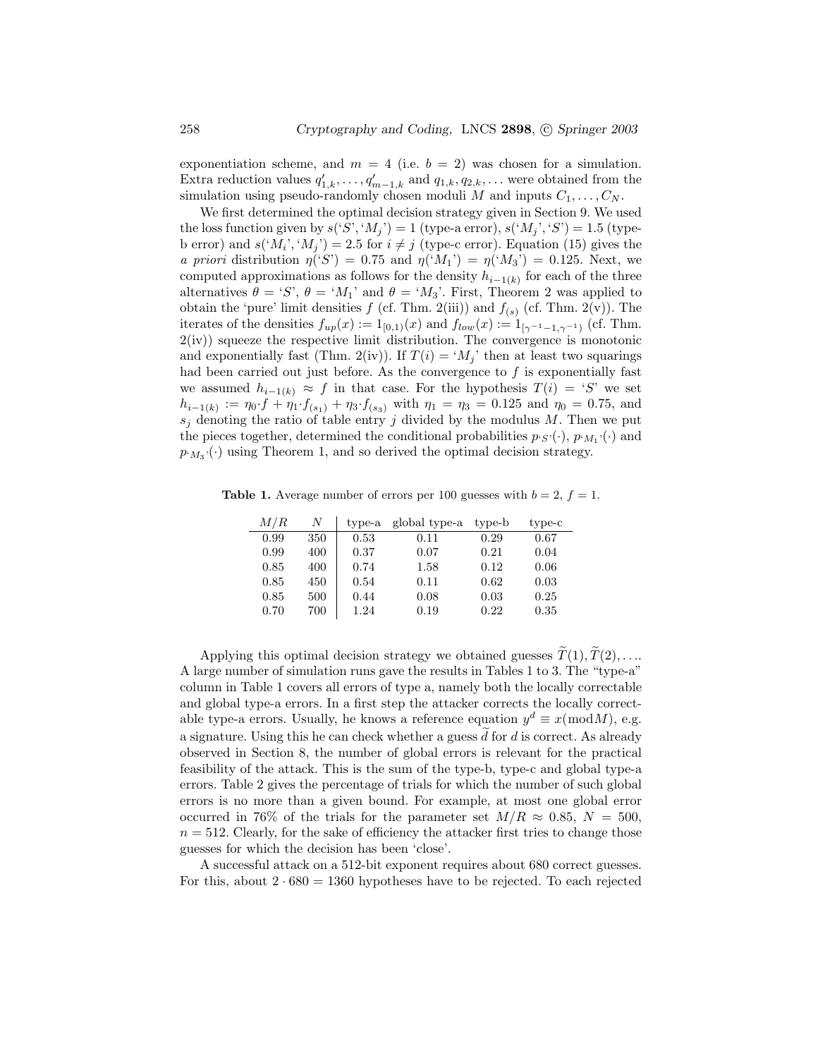exponentiation scheme, and $m = 4$ (i.e. $b = 2$) was chosen for a simulation. Extra reduction values $q'_{1,k}, \ldots, q'_{m-1,k}$ and $q_{1,k}, q_{2,k}, \ldots$ were obtained from the simulation using pseudo-randomly chosen moduli $M$ and inputs $C_1, \ldots, C_N$.

We first determined the optimal decision strategy given in Section 9. We used the loss function given by $s(\text{`}S\text{'}, \text{`}M_j\text{'}) = 1$ (type-a error), $s(\text{`}M_j\text{'}, \text{`}S\text{'}) = 1.5$ (type-b error) and $s(\text{`}M_i\text{'}, \text{`}M_j\text{'}) = 2.5$ for $i \neq j$ (type-c error). Equation (15) gives the *a priori* distribution $\eta(\text{`}S\text{'}) = 0.75$ and $\eta(\text{`}M_1\text{'}) = \eta(\text{`}M_3\text{'}) = 0.125$. Next, we computed approximations as follows for the density $h_{i-1(k)}$ for each of the three alternatives $\theta = \text{`}S\text{'}$, $\theta = \text{`}M_1\text{'}$ and $\theta = \text{`}M_3\text{'}$. First, Theorem 2 was applied to obtain the 'pure' limit densities $f$ (cf. Thm. 2(iii)) and $f_{(s)}$ (cf. Thm. 2(v)). The iterates of the densities $f_{up}(x) := 1_{[0,1)}(x)$ and $f_{low}(x) := 1_{[\gamma^{-1}-1, \gamma^{-1})}$ (cf. Thm. 2(iv)) squeeze the respective limit distribution. The convergence is monotonic and exponentially fast (Thm. 2(iv)). If $T(i) = \text{`}M_j\text{'}$ then at least two squarings had been carried out just before. As the convergence to $f$ is exponentially fast we assumed $h_{i-1(k)} \approx f$ in that case. For the hypothesis $T(i) = \text{`}S\text{'}$ we set $h_{i-1(k)} := \eta_0 \cdot f + \eta_1 \cdot f_{(s_1)} + \eta_3 \cdot f_{(s_3)}$ with $\eta_1 = \eta_3 = 0.125$ and $\eta_0 = 0.75$, and $s_j$ denoting the ratio of table entry $j$ divided by the modulus $M$. Then we put the pieces together, determined the conditional probabilities $p_{\text{`}S\text{'}}(\cdot)$, $p_{\text{`}M_1\text{'}}(\cdot)$ and $p_{\text{`}M_3\text{'}}(\cdot)$ using Theorem 1, and so derived the optimal decision strategy.

**Table 1.** Average number of errors per 100 guesses with $b = 2$, $f = 1$.

| $M/R$ | $N$ | type-a | global type-a | type-b | type-c |
|---|---|---|---|---|---|
| 0.99 | 350 | 0.53 | 0.11 | 0.29 | 0.67 |
| 0.99 | 400 | 0.37 | 0.07 | 0.21 | 0.04 |
| 0.85 | 400 | 0.74 | 1.58 | 0.12 | 0.06 |
| 0.85 | 450 | 0.54 | 0.11 | 0.62 | 0.03 |
| 0.85 | 500 | 0.44 | 0.08 | 0.03 | 0.25 |
| 0.70 | 700 | 1.24 | 0.19 | 0.22 | 0.35 |

Applying this optimal decision strategy we obtained guesses $\widetilde{T}(1), \widetilde{T}(2), \ldots$. A large number of simulation runs gave the results in Tables 1 to 3. The "type-a" column in Table 1 covers all errors of type a, namely both the locally correctable and global type-a errors. In a first step the attacker corrects the locally correctable type-a errors. Usually, he knows a reference equation $y^d \equiv x(\text{mod} M)$, e.g. a signature. Using this he can check whether a guess $\widetilde{d}$ for $d$ is correct. As already observed in Section 8, the number of global errors is relevant for the practical feasibility of the attack. This is the sum of the type-b, type-c and global type-a errors. Table 2 gives the percentage of trials for which the number of such global errors is no more than a given bound. For example, at most one global error occurred in 76% of the trials for the parameter set $M/R \approx 0.85$, $N = 500$, $n = 512$. Clearly, for the sake of efficiency the attacker first tries to change those guesses for which the decision has been 'close'.

A successful attack on a 512-bit exponent requires about 680 correct guesses. For this, about $2 \cdot 680 = 1360$ hypotheses have to be rejected. To each rejected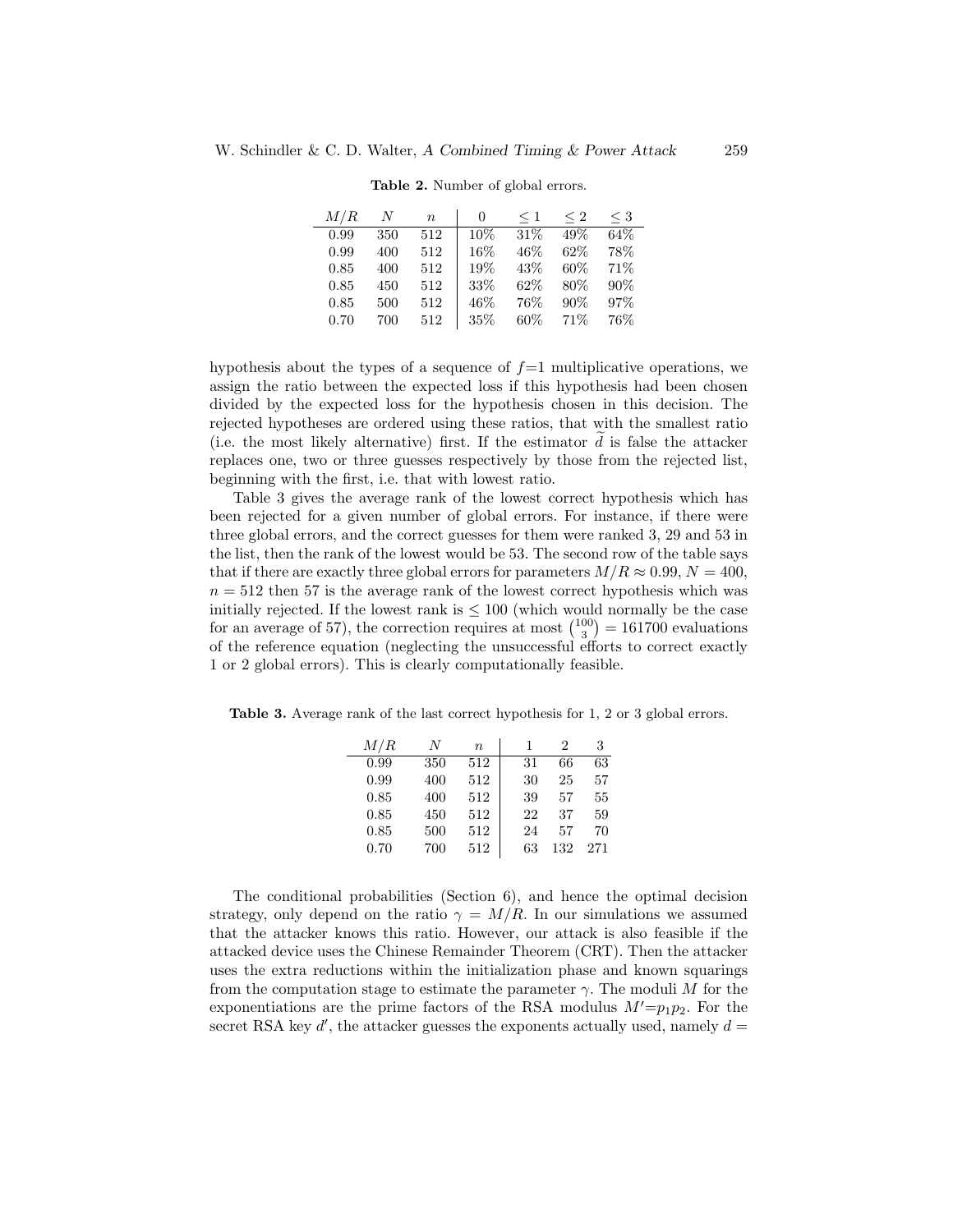**Table 2.** Number of global errors.

| $M/R$ | $N$ | $n$ | 0 | $\leq 1$ | $\leq 2$ | $\leq 3$ |
|---|---|---|---|---|---|---|
| 0.99 | 350 | 512 | 10% | 31% | 49% | 64% |
| 0.99 | 400 | 512 | 16% | 46% | 62% | 78% |
| 0.85 | 400 | 512 | 19% | 43% | 60% | 71% |
| 0.85 | 450 | 512 | 33% | 62% | 80% | 90% |
| 0.85 | 500 | 512 | 46% | 76% | 90% | 97% |
| 0.70 | 700 | 512 | 35% | 60% | 71% | 76% |

hypothesis about the types of a sequence of $f$=1 multiplicative operations, we assign the ratio between the expected loss if this hypothesis had been chosen divided by the expected loss for the hypothesis chosen in this decision. The rejected hypotheses are ordered using these ratios, that with the smallest ratio (i.e. the most likely alternative) first. If the estimator $\widetilde{d}$ is false the attacker replaces one, two or three guesses respectively by those from the rejected list, beginning with the first, i.e. that with lowest ratio.

Table 3 gives the average rank of the lowest correct hypothesis which has been rejected for a given number of global errors. For instance, if there were three global errors, and the correct guesses for them were ranked 3, 29 and 53 in the list, then the rank of the lowest would be 53. The second row of the table says that if there are exactly three global errors for parameters $M/R \approx 0.99$, $N = 400$, $n = 512$ then 57 is the average rank of the lowest correct hypothesis which was initially rejected. If the lowest rank is $\leq 100$ (which would normally be the case for an average of 57), the correction requires at most $\binom{100}{3} = 161700$ evaluations of the reference equation (neglecting the unsuccessful efforts to correct exactly 1 or 2 global errors). This is clearly computationally feasible.

**Table 3.** Average rank of the last correct hypothesis for 1, 2 or 3 global errors.

| $M/R$ | $N$ | $n$ | 1 | 2 | 3 |
|---|---|---|---|---|---|
| 0.99 | 350 | 512 | 31 | 66 | 63 |
| 0.99 | 400 | 512 | 30 | 25 | 57 |
| 0.85 | 400 | 512 | 39 | 57 | 55 |
| 0.85 | 450 | 512 | 22 | 37 | 59 |
| 0.85 | 500 | 512 | 24 | 57 | 70 |
| 0.70 | 700 | 512 | 63 | 132 | 271 |

The conditional probabilities (Section 6), and hence the optimal decision strategy, only depend on the ratio $\gamma = M/R$. In our simulations we assumed that the attacker knows this ratio. However, our attack is also feasible if the attacked device uses the Chinese Remainder Theorem (CRT). Then the attacker uses the extra reductions within the initialization phase and known squarings from the computation stage to estimate the parameter $\gamma$. The moduli $M$ for the exponentiations are the prime factors of the RSA modulus $M'$=$p_1p_2$. For the secret RSA key $d'$, the attacker guesses the exponents actually used, namely $d =$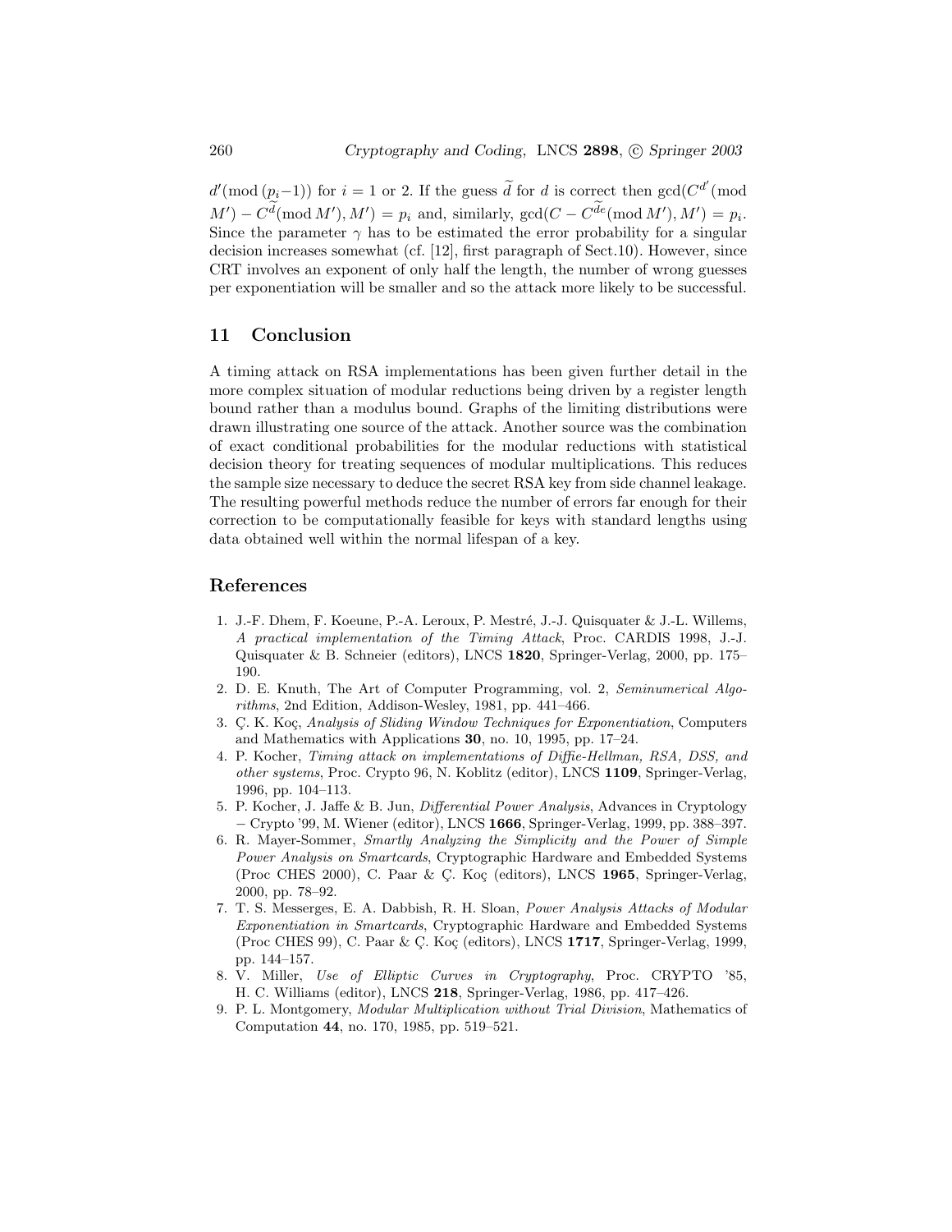$d'(\bmod\,(p_i-1))$ for $i = 1$ or 2. If the guess $\widetilde{d}$ for $d$ is correct then $\gcd(C^{d'}(\bmod\, M') - C^{\widetilde{d}}(\bmod\, M'), M') = p_i$ and, similarly, $\gcd(C - C^{\widetilde{d}e}(\bmod\, M'), M') = p_i$. Since the parameter $\gamma$ has to be estimated the error probability for a singular decision increases somewhat (cf. [12], first paragraph of Sect.10). However, since CRT involves an exponent of only half the length, the number of wrong guesses per exponentiation will be smaller and so the attack more likely to be successful.

## 11 Conclusion

A timing attack on RSA implementations has been given further detail in the more complex situation of modular reductions being driven by a register length bound rather than a modulus bound. Graphs of the limiting distributions were drawn illustrating one source of the attack. Another source was the combination of exact conditional probabilities for the modular reductions with statistical decision theory for treating sequences of modular multiplications. This reduces the sample size necessary to deduce the secret RSA key from side channel leakage. The resulting powerful methods reduce the number of errors far enough for their correction to be computationally feasible for keys with standard lengths using data obtained well within the normal lifespan of a key.

## References

1. J.-F. Dhem, F. Koeune, P.-A. Leroux, P. Mestré, J.-J. Quisquater & J.-L. Willems, *A practical implementation of the Timing Attack*, Proc. CARDIS 1998, J.-J. Quisquater & B. Schneier (editors), LNCS **1820**, Springer-Verlag, 2000, pp. 175–190.
2. D. E. Knuth, The Art of Computer Programming, vol. 2, *Seminumerical Algorithms*, 2nd Edition, Addison-Wesley, 1981, pp. 441–466.
3. Ç. K. Koç, *Analysis of Sliding Window Techniques for Exponentiation*, Computers and Mathematics with Applications **30**, no. 10, 1995, pp. 17–24.
4. P. Kocher, *Timing attack on implementations of Diffie-Hellman, RSA, DSS, and other systems*, Proc. Crypto 96, N. Koblitz (editor), LNCS **1109**, Springer-Verlag, 1996, pp. 104–113.
5. P. Kocher, J. Jaffe & B. Jun, *Differential Power Analysis*, Advances in Cryptology − Crypto '99, M. Wiener (editor), LNCS **1666**, Springer-Verlag, 1999, pp. 388–397.
6. R. Mayer-Sommer, *Smartly Analyzing the Simplicity and the Power of Simple Power Analysis on Smartcards*, Cryptographic Hardware and Embedded Systems (Proc CHES 2000), C. Paar & Ç. Koç (editors), LNCS **1965**, Springer-Verlag, 2000, pp. 78–92.
7. T. S. Messerges, E. A. Dabbish, R. H. Sloan, *Power Analysis Attacks of Modular Exponentiation in Smartcards*, Cryptographic Hardware and Embedded Systems (Proc CHES 99), C. Paar & Ç. Koç (editors), LNCS **1717**, Springer-Verlag, 1999, pp. 144–157.
8. V. Miller, *Use of Elliptic Curves in Cryptography*, Proc. CRYPTO '85, H. C. Williams (editor), LNCS **218**, Springer-Verlag, 1986, pp. 417–426.
9. P. L. Montgomery, *Modular Multiplication without Trial Division*, Mathematics of Computation **44**, no. 170, 1985, pp. 519–521.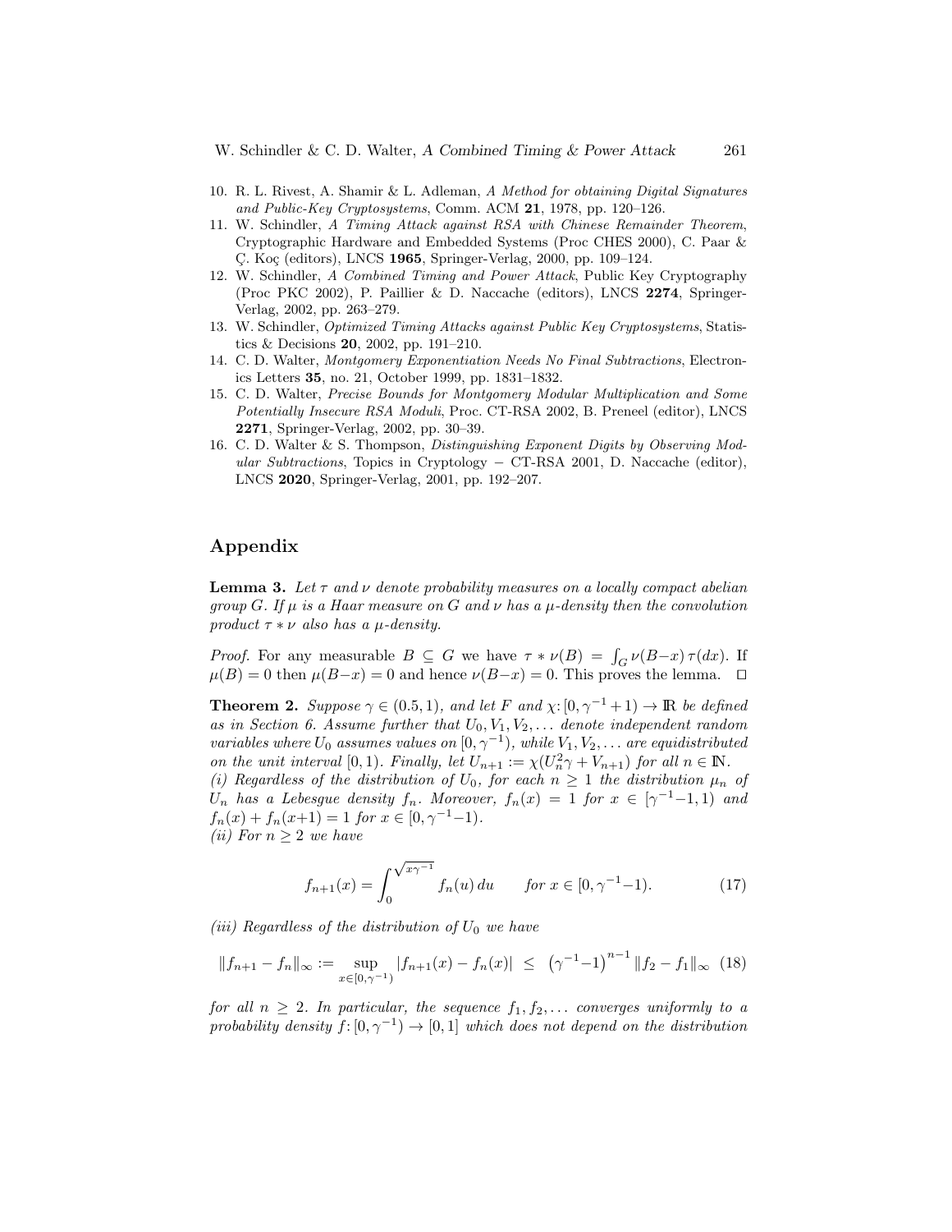10. R. L. Rivest, A. Shamir & L. Adleman, *A Method for obtaining Digital Signatures and Public-Key Cryptosystems*, Comm. ACM **21**, 1978, pp. 120–126.
11. W. Schindler, *A Timing Attack against RSA with Chinese Remainder Theorem*, Cryptographic Hardware and Embedded Systems (Proc CHES 2000), C. Paar & Ç. Koç (editors), LNCS **1965**, Springer-Verlag, 2000, pp. 109–124.
12. W. Schindler, *A Combined Timing and Power Attack*, Public Key Cryptography (Proc PKC 2002), P. Paillier & D. Naccache (editors), LNCS **2274**, Springer-Verlag, 2002, pp. 263–279.
13. W. Schindler, *Optimized Timing Attacks against Public Key Cryptosystems*, Statistics & Decisions **20**, 2002, pp. 191–210.
14. C. D. Walter, *Montgomery Exponentiation Needs No Final Subtractions*, Electronics Letters **35**, no. 21, October 1999, pp. 1831–1832.
15. C. D. Walter, *Precise Bounds for Montgomery Modular Multiplication and Some Potentially Insecure RSA Moduli*, Proc. CT-RSA 2002, B. Preneel (editor), LNCS **2271**, Springer-Verlag, 2002, pp. 30–39.
16. C. D. Walter & S. Thompson, *Distinguishing Exponent Digits by Observing Modular Subtractions*, Topics in Cryptology − CT-RSA 2001, D. Naccache (editor), LNCS **2020**, Springer-Verlag, 2001, pp. 192–207.

## Appendix

**Lemma 3.** *Let $\tau$ and $\nu$ denote probability measures on a locally compact abelian group $G$. If $\mu$ is a Haar measure on $G$ and $\nu$ has a $\mu$-density then the convolution product $\tau * \nu$ also has a $\mu$-density.*

*Proof.* For any measurable $B \subseteq G$ we have $\tau * \nu(B) = \int_G \nu(B-x)\,\tau(dx)$. If $\mu(B) = 0$ then $\mu(B-x) = 0$ and hence $\nu(B-x) = 0$. This proves the lemma. $\square$

**Theorem 2.** *Suppose $\gamma \in (0.5, 1)$, and let $F$ and $\chi\colon [0, \gamma^{-1}+1) \to \mathbb{R}$ be defined as in Section 6. Assume further that $U_0, V_1, V_2, \ldots$ denote independent random variables where $U_0$ assumes values on $[0, \gamma^{-1})$, while $V_1, V_2, \ldots$ are equidistributed on the unit interval $[0, 1)$. Finally, let $U_{n+1} := \chi(U_n^2\gamma + V_{n+1})$ for all $n \in \mathbb{N}$.*
*(i) Regardless of the distribution of $U_0$, for each $n \geq 1$ the distribution $\mu_n$ of $U_n$ has a Lebesgue density $f_n$. Moreover, $f_n(x) = 1$ for $x \in [\gamma^{-1}-1, 1)$ and $f_n(x) + f_n(x+1) = 1$ for $x \in [0, \gamma^{-1}-1)$.*
*(ii) For $n \geq 2$ we have*

$$f_{n+1}(x) = \int_0^{\sqrt{x\gamma^{-1}}} f_n(u)\,du \qquad \text{for } x \in [0, \gamma^{-1}-1). \tag{17}$$

*(iii) Regardless of the distribution of $U_0$ we have*

$$\|f_{n+1} - f_n\|_\infty := \sup_{x \in [0,\gamma^{-1})} |f_{n+1}(x) - f_n(x)| \;\leq\; \left(\gamma^{-1}-1\right)^{n-1} \|f_2 - f_1\|_\infty \tag{18}$$

*for all $n \geq 2$. In particular, the sequence $f_1, f_2, \ldots$ converges uniformly to a probability density $f\colon [0, \gamma^{-1}) \to [0, 1]$ which does not depend on the distribution*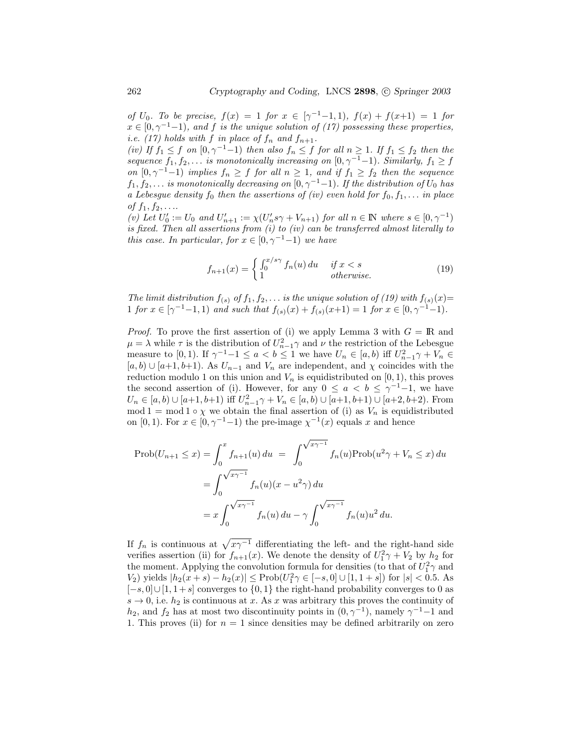*of $U_0$. To be precise, $f(x) = 1$ for $x \in [\gamma^{-1}-1, 1)$, $f(x) + f(x+1) = 1$ for $x \in [0, \gamma^{-1}-1)$, and $f$ is the unique solution of (17) possessing these properties, i.e. (17) holds with $f$ in place of $f_n$ and $f_{n+1}$.*

*(iv) If $f_1 \leq f$ on $[0, \gamma^{-1}-1)$ then also $f_n \leq f$ for all $n \geq 1$. If $f_1 \leq f_2$ then the sequence $f_1, f_2, \ldots$ is monotonically increasing on $[0, \gamma^{-1}-1)$. Similarly, $f_1 \geq f$ on $[0, \gamma^{-1}-1)$ implies $f_n \geq f$ for all $n \geq 1$, and if $f_1 \geq f_2$ then the sequence $f_1, f_2, \ldots$ is monotonically decreasing on $[0, \gamma^{-1}-1)$. If the distribution of $U_0$ has a Lebesgue density $f_0$ then the assertions of (iv) even hold for $f_0, f_1, \ldots$ in place of $f_1, f_2, \ldots$.*

*(v) Let $U'_0 := U_0$ and $U'_{n+1} := \chi(U'_n s\gamma + V_{n+1})$ for all $n \in \mathbb{N}$ where $s \in [0, \gamma^{-1})$ is fixed. Then all assertions from (i) to (iv) can be transferred almost literally to this case. In particular, for $x \in [0, \gamma^{-1}-1)$ we have*

$$f_{n+1}(x) = \begin{cases} \int_0^{x/s\gamma} f_n(u)\, du & \text{if } x < s \\ 1 & \text{otherwise.} \end{cases} \tag{19}$$

*The limit distribution $f_{(s)}$ of $f_1, f_2, \ldots$ is the unique solution of (19) with $f_{(s)}(x) = 1$ for $x \in [\gamma^{-1}-1, 1)$ and such that $f_{(s)}(x) + f_{(s)}(x+1) = 1$ for $x \in [0, \gamma^{-1}-1)$.*

*Proof.* To prove the first assertion of (i) we apply Lemma 3 with $G = \mathbb{R}$ and $\mu = \lambda$ while $\tau$ is the distribution of $U_{n-1}^2\gamma$ and $\nu$ the restriction of the Lebesgue measure to $[0, 1)$. If $\gamma^{-1}-1 \leq a < b \leq 1$ we have $U_n \in [a, b)$ iff $U_{n-1}^2\gamma + V_n \in [a, b) \cup [a+1, b+1)$. As $U_{n-1}$ and $V_n$ are independent, and $\chi$ coincides with the reduction modulo 1 on this union and $V_n$ is equidistributed on $[0, 1)$, this proves the second assertion of (i). However, for any $0 \leq a < b \leq \gamma^{-1}-1$, we have $U_n \in [a, b) \cup [a+1, b+1)$ iff $U_{n-1}^2\gamma + V_n \in [a, b) \cup [a+1, b+1) \cup [a+2, b+2)$. From $\bmod 1 = \bmod 1 \circ \chi$ we obtain the final assertion of (i) as $V_n$ is equidistributed on $[0, 1)$. For $x \in [0, \gamma^{-1}-1)$ the pre-image $\chi^{-1}(x)$ equals $x$ and hence

$$\begin{aligned}
\text{Prob}(U_{n+1} \leq x) = \int_0^x f_{n+1}(u)\, du &= \int_0^{\sqrt{x\gamma^{-1}}} f_n(u) \text{Prob}(u^2\gamma + V_n \leq x)\, du \\
&= \int_0^{\sqrt{x\gamma^{-1}}} f_n(u)(x - u^2\gamma)\, du \\
&= x \int_0^{\sqrt{x\gamma^{-1}}} f_n(u)\, du - \gamma \int_0^{\sqrt{x\gamma^{-1}}} f_n(u) u^2\, du.
\end{aligned}$$

If $f_n$ is continuous at $\sqrt{x\gamma^{-1}}$ differentiating the left- and the right-hand side verifies assertion (ii) for $f_{n+1}(x)$. We denote the density of $U_1^2\gamma + V_2$ by $h_2$ for the moment. Applying the convolution formula for densities (to that of $U_1^2\gamma$ and $V_2$) yields $|h_2(x+s) - h_2(x)| \leq \text{Prob}(U_1^2\gamma \in [-s, 0] \cup [1, 1+s])$ for $|s| < 0.5$. As $[-s, 0] \cup [1, 1+s]$ converges to $\{0, 1\}$ the right-hand probability converges to 0 as $s \to 0$, i.e. $h_2$ is continuous at $x$. As $x$ was arbitrary this proves the continuity of $h_2$, and $f_2$ has at most two discontinuity points in $(0, \gamma^{-1})$, namely $\gamma^{-1}-1$ and 1. This proves (ii) for $n = 1$ since densities may be defined arbitrarily on zero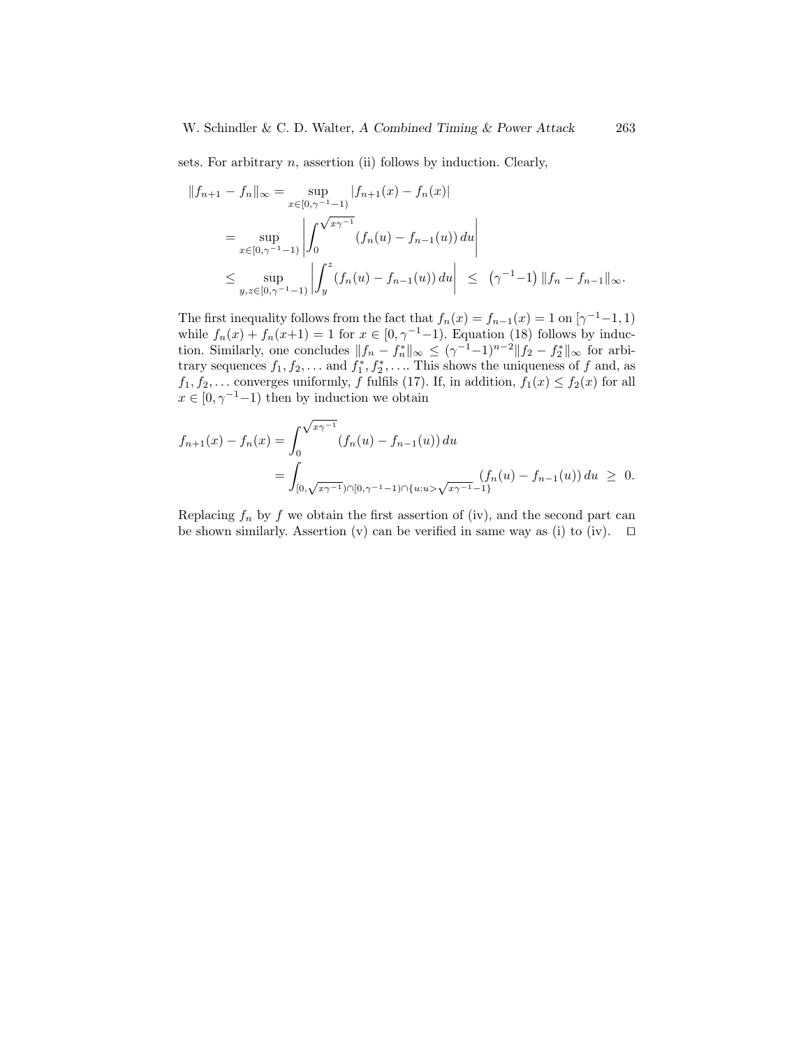sets. For arbitrary $n$, assertion (ii) follows by induction. Clearly,

$$
\begin{aligned}
\|f_{n+1} - f_n\|_\infty &= \sup_{x \in [0, \gamma^{-1}-1)} |f_{n+1}(x) - f_n(x)| \\
&= \sup_{x \in [0, \gamma^{-1}-1)} \left| \int_0^{\sqrt{x\gamma^{-1}}} (f_n(u) - f_{n-1}(u))\, du \right| \\
&\leq \sup_{y,z \in [0, \gamma^{-1}-1)} \left| \int_y^z (f_n(u) - f_{n-1}(u))\, du \right| \;\leq\; \left(\gamma^{-1}-1\right) \|f_n - f_{n-1}\|_\infty .
\end{aligned}
$$

The first inequality follows from the fact that $f_n(x) = f_{n-1}(x) = 1$ on $[\gamma^{-1}-1, 1)$ while $f_n(x) + f_n(x+1) = 1$ for $x \in [0, \gamma^{-1}-1)$. Equation (18) follows by induction. Similarly, one concludes $\|f_n - f_n^*\|_\infty \leq (\gamma^{-1}-1)^{n-2} \|f_2 - f_2^*\|_\infty$ for arbitrary sequences $f_1, f_2, \ldots$ and $f_1^*, f_2^*, \ldots$. This shows the uniqueness of $f$ and, as $f_1, f_2, \ldots$ converges uniformly, $f$ fulfils (17). If, in addition, $f_1(x) \leq f_2(x)$ for all $x \in [0, \gamma^{-1}-1)$ then by induction we obtain

$$
\begin{aligned}
f_{n+1}(x) - f_n(x) &= \int_0^{\sqrt{x\gamma^{-1}}} (f_n(u) - f_{n-1}(u))\, du \\
&= \int_{[0,\sqrt{x\gamma^{-1}}) \cap [0,\gamma^{-1}-1) \cap \{u : u > \sqrt{x\gamma^{-1}}-1\}} (f_n(u) - f_{n-1}(u))\, du \;\geq\; 0.
\end{aligned}
$$

Replacing $f_n$ by $f$ we obtain the first assertion of (iv), and the second part can be shown similarly. Assertion (v) can be verified in same way as (i) to (iv). □